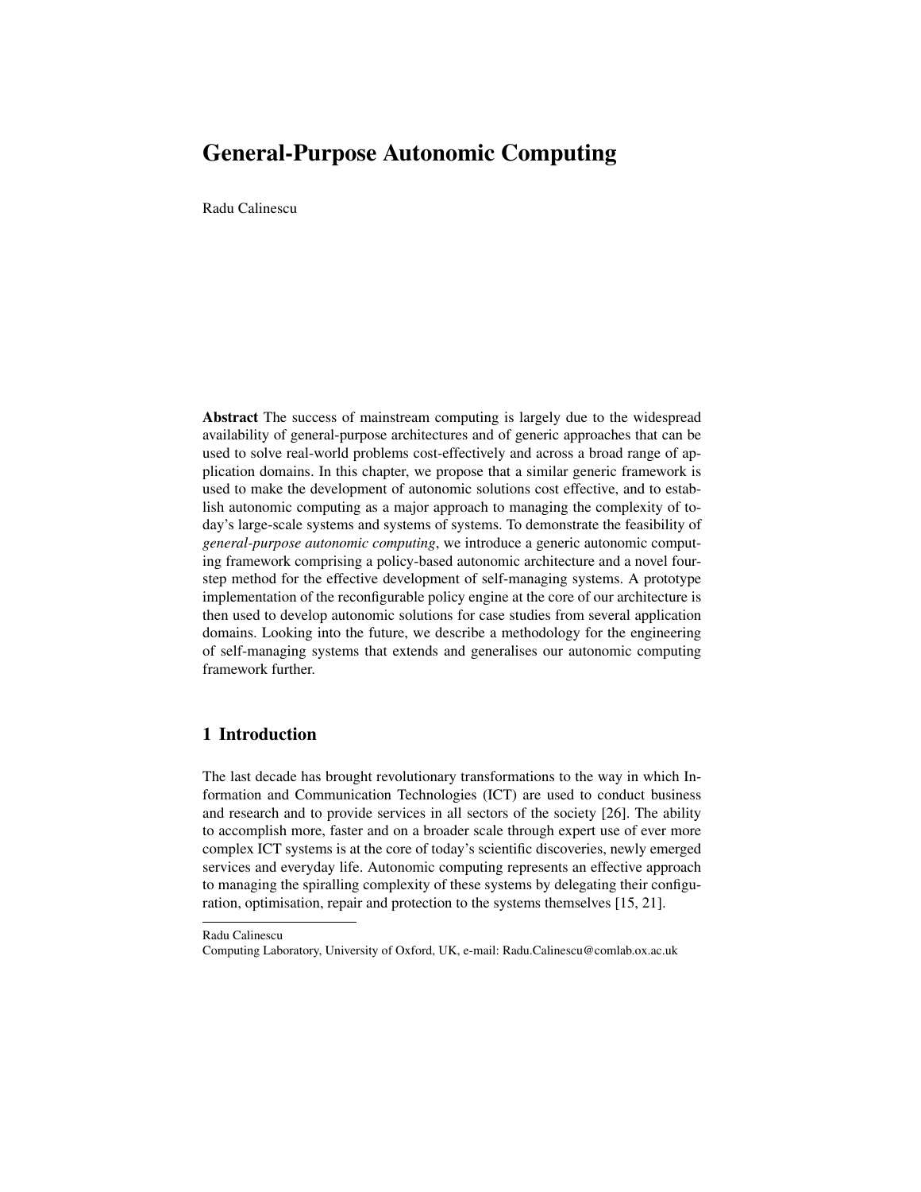# General-Purpose Autonomic Computing

Radu Calinescu

**Abstract** The success of mainstream computing is largely due to the widespread availability of general-purpose architectures and of generic approaches that can be used to solve real-world problems cost-effectively and across a broad range of application domains. In this chapter, we propose that a similar generic framework is used to make the development of autonomic solutions cost effective, and to establish autonomic computing as a major approach to managing the complexity of today's large-scale systems and systems of systems. To demonstrate the feasibility of *general-purpose autonomic computing*, we introduce a generic autonomic computing framework comprising a policy-based autonomic architecture and a novel four-step method for the effective development of self-managing systems. A prototype implementation of the reconfigurable policy engine at the core of our architecture is then used to develop autonomic solutions for case studies from several application domains. Looking into the future, we describe a methodology for the engineering of self-managing systems that extends and generalises our autonomic computing framework further.

## 1 Introduction

The last decade has brought revolutionary transformations to the way in which Information and Communication Technologies (ICT) are used to conduct business and research and to provide services in all sectors of the society [26]. The ability to accomplish more, faster and on a broader scale through expert use of ever more complex ICT systems is at the core of today's scientific discoveries, newly emerged services and everyday life. Autonomic computing represents an effective approach to managing the spiralling complexity of these systems by delegating their configuration, optimisation, repair and protection to the systems themselves [15, 21].

---

Radu Calinescu
Computing Laboratory, University of Oxford, UK, e-mail: Radu.Calinescu@comlab.ox.ac.uk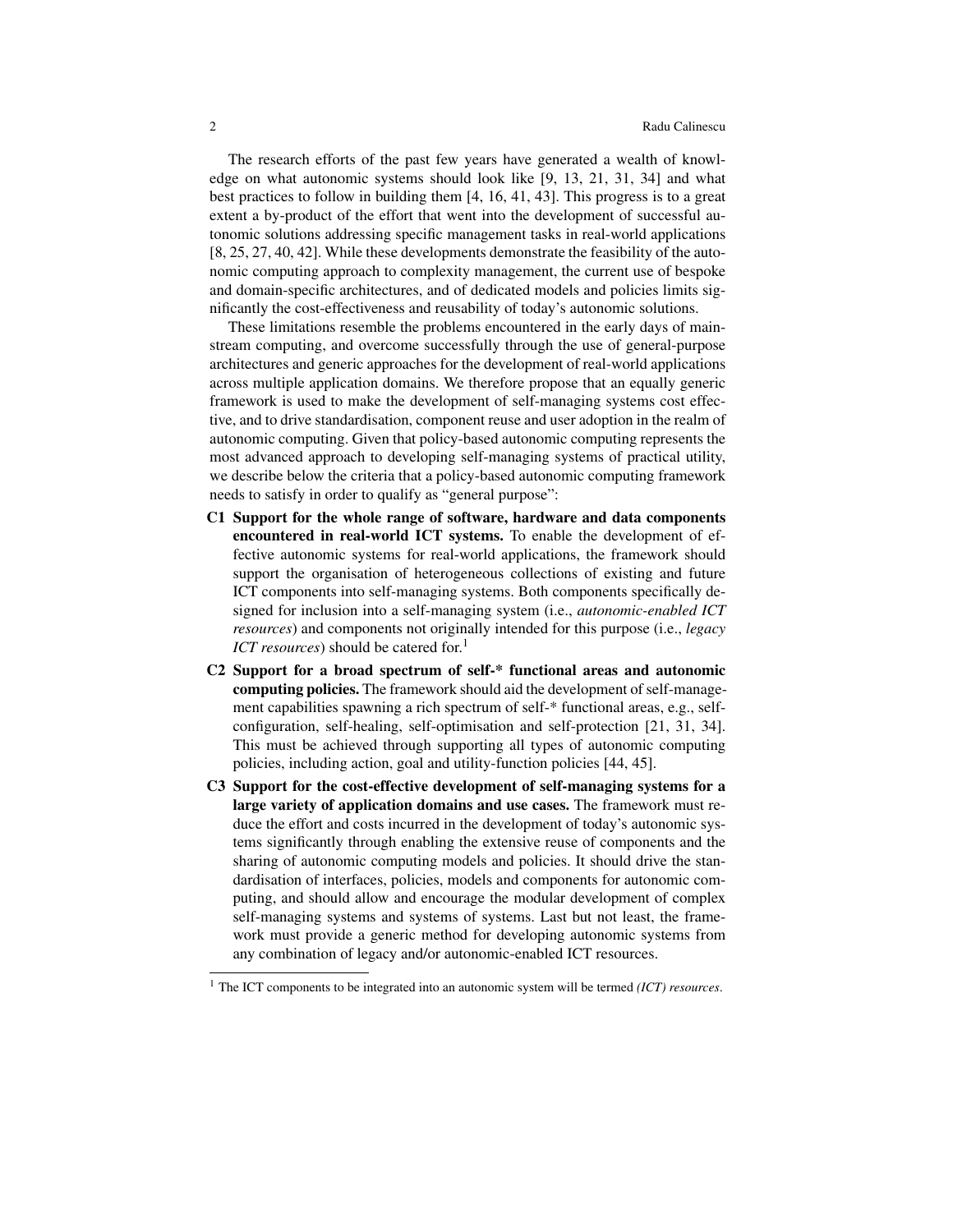The research efforts of the past few years have generated a wealth of knowledge on what autonomic systems should look like [9, 13, 21, 31, 34] and what best practices to follow in building them [4, 16, 41, 43]. This progress is to a great extent a by-product of the effort that went into the development of successful autonomic solutions addressing specific management tasks in real-world applications [8, 25, 27, 40, 42]. While these developments demonstrate the feasibility of the autonomic computing approach to complexity management, the current use of bespoke and domain-specific architectures, and of dedicated models and policies limits significantly the cost-effectiveness and reusability of today's autonomic solutions.

These limitations resemble the problems encountered in the early days of mainstream computing, and overcome successfully through the use of general-purpose architectures and generic approaches for the development of real-world applications across multiple application domains. We therefore propose that an equally generic framework is used to make the development of self-managing systems cost effective, and to drive standardisation, component reuse and user adoption in the realm of autonomic computing. Given that policy-based autonomic computing represents the most advanced approach to developing self-managing systems of practical utility, we describe below the criteria that a policy-based autonomic computing framework needs to satisfy in order to qualify as "general purpose":

**C1 Support for the whole range of software, hardware and data components encountered in real-world ICT systems.** To enable the development of effective autonomic systems for real-world applications, the framework should support the organisation of heterogeneous collections of existing and future ICT components into self-managing systems. Both components specifically designed for inclusion into a self-managing system (i.e., *autonomic-enabled ICT resources*) and components not originally intended for this purpose (i.e., *legacy ICT resources*) should be catered for.[1]

**C2 Support for a broad spectrum of self-* functional areas and autonomic computing policies.** The framework should aid the development of self-management capabilities spawning a rich spectrum of self-* functional areas, e.g., self-configuration, self-healing, self-optimisation and self-protection [21, 31, 34]. This must be achieved through supporting all types of autonomic computing policies, including action, goal and utility-function policies [44, 45].

**C3 Support for the cost-effective development of self-managing systems for a large variety of application domains and use cases.** The framework must reduce the effort and costs incurred in the development of today's autonomic systems significantly through enabling the extensive reuse of components and the sharing of autonomic computing models and policies. It should drive the standardisation of interfaces, policies, models and components for autonomic computing, and should allow and encourage the modular development of complex self-managing systems and systems of systems. Last but not least, the framework must provide a generic method for developing autonomic systems from any combination of legacy and/or autonomic-enabled ICT resources.

[1] The ICT components to be integrated into an autonomic system will be termed *(ICT) resources*.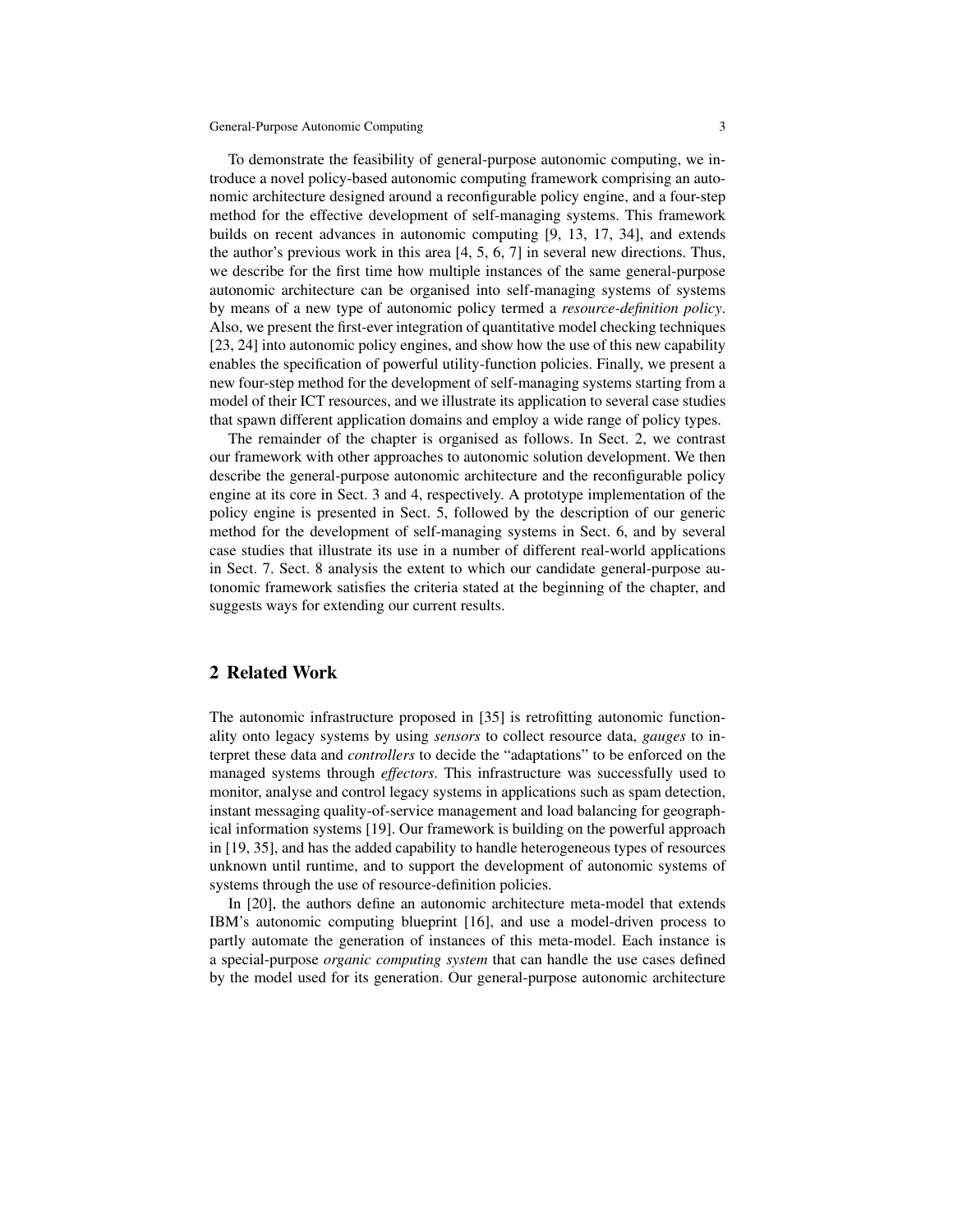To demonstrate the feasibility of general-purpose autonomic computing, we introduce a novel policy-based autonomic computing framework comprising an autonomic architecture designed around a reconfigurable policy engine, and a four-step method for the effective development of self-managing systems. This framework builds on recent advances in autonomic computing [9, 13, 17, 34], and extends the author's previous work in this area [4, 5, 6, 7] in several new directions. Thus, we describe for the first time how multiple instances of the same general-purpose autonomic architecture can be organised into self-managing systems of systems by means of a new type of autonomic policy termed a *resource-definition policy*. Also, we present the first-ever integration of quantitative model checking techniques [23, 24] into autonomic policy engines, and show how the use of this new capability enables the specification of powerful utility-function policies. Finally, we present a new four-step method for the development of self-managing systems starting from a model of their ICT resources, and we illustrate its application to several case studies that spawn different application domains and employ a wide range of policy types.

The remainder of the chapter is organised as follows. In Sect. 2, we contrast our framework with other approaches to autonomic solution development. We then describe the general-purpose autonomic architecture and the reconfigurable policy engine at its core in Sect. 3 and 4, respectively. A prototype implementation of the policy engine is presented in Sect. 5, followed by the description of our generic method for the development of self-managing systems in Sect. 6, and by several case studies that illustrate its use in a number of different real-world applications in Sect. 7. Sect. 8 analysis the extent to which our candidate general-purpose autonomic framework satisfies the criteria stated at the beginning of the chapter, and suggests ways for extending our current results.

## 2 Related Work

The autonomic infrastructure proposed in [35] is retrofitting autonomic functionality onto legacy systems by using *sensors* to collect resource data, *gauges* to interpret these data and *controllers* to decide the "adaptations" to be enforced on the managed systems through *effectors*. This infrastructure was successfully used to monitor, analyse and control legacy systems in applications such as spam detection, instant messaging quality-of-service management and load balancing for geographical information systems [19]. Our framework is building on the powerful approach in [19, 35], and has the added capability to handle heterogeneous types of resources unknown until runtime, and to support the development of autonomic systems of systems through the use of resource-definition policies.

In [20], the authors define an autonomic architecture meta-model that extends IBM's autonomic computing blueprint [16], and use a model-driven process to partly automate the generation of instances of this meta-model. Each instance is a special-purpose *organic computing system* that can handle the use cases defined by the model used for its generation. Our general-purpose autonomic architecture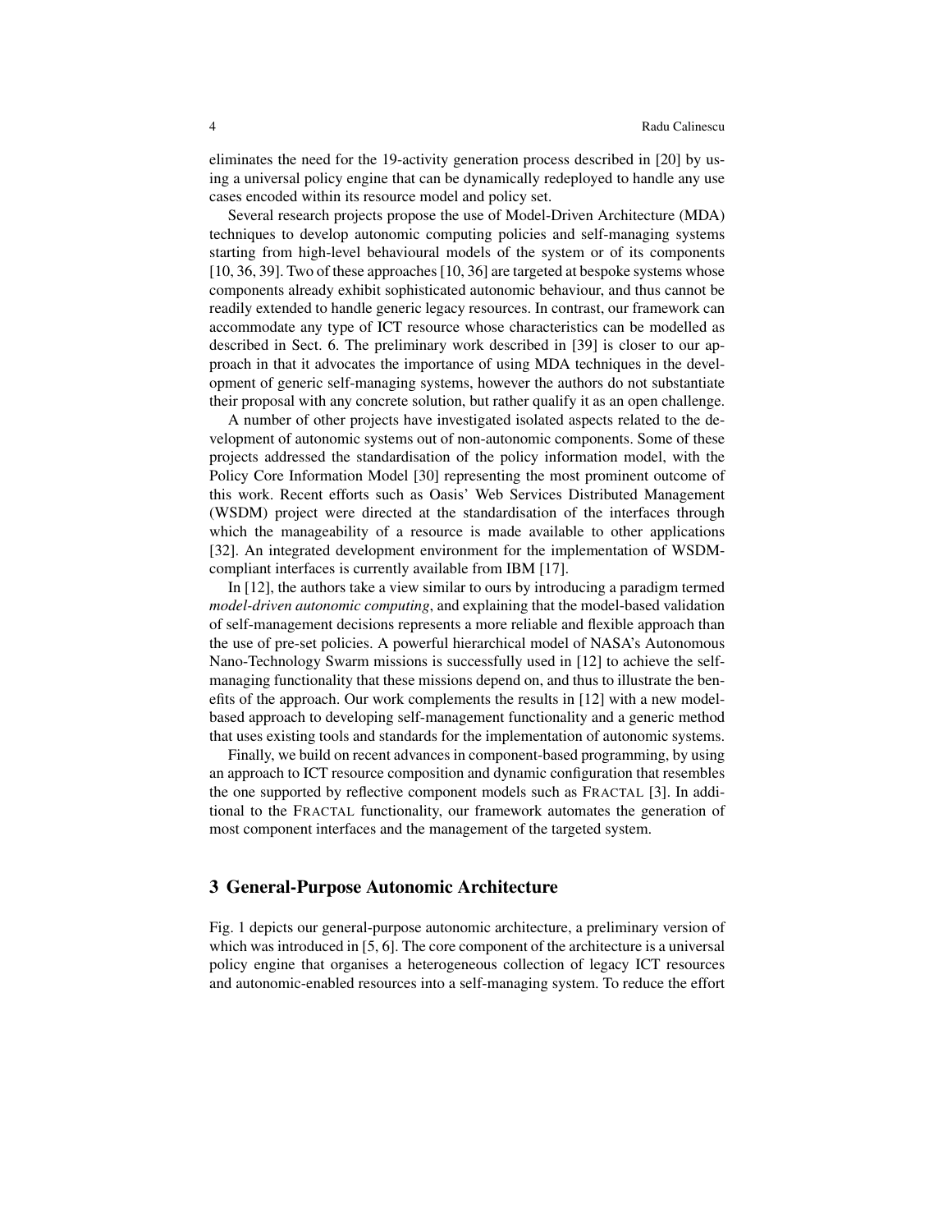eliminates the need for the 19-activity generation process described in [20] by using a universal policy engine that can be dynamically redeployed to handle any use cases encoded within its resource model and policy set.

Several research projects propose the use of Model-Driven Architecture (MDA) techniques to develop autonomic computing policies and self-managing systems starting from high-level behavioural models of the system or of its components [10, 36, 39]. Two of these approaches [10, 36] are targeted at bespoke systems whose components already exhibit sophisticated autonomic behaviour, and thus cannot be readily extended to handle generic legacy resources. In contrast, our framework can accommodate any type of ICT resource whose characteristics can be modelled as described in Sect. 6. The preliminary work described in [39] is closer to our approach in that it advocates the importance of using MDA techniques in the development of generic self-managing systems, however the authors do not substantiate their proposal with any concrete solution, but rather qualify it as an open challenge.

A number of other projects have investigated isolated aspects related to the development of autonomic systems out of non-autonomic components. Some of these projects addressed the standardisation of the policy information model, with the Policy Core Information Model [30] representing the most prominent outcome of this work. Recent efforts such as Oasis' Web Services Distributed Management (WSDM) project were directed at the standardisation of the interfaces through which the manageability of a resource is made available to other applications [32]. An integrated development environment for the implementation of WSDM-compliant interfaces is currently available from IBM [17].

In [12], the authors take a view similar to ours by introducing a paradigm termed *model-driven autonomic computing*, and explaining that the model-based validation of self-management decisions represents a more reliable and flexible approach than the use of pre-set policies. A powerful hierarchical model of NASA's Autonomous Nano-Technology Swarm missions is successfully used in [12] to achieve the self-managing functionality that these missions depend on, and thus to illustrate the benefits of the approach. Our work complements the results in [12] with a new model-based approach to developing self-management functionality and a generic method that uses existing tools and standards for the implementation of autonomic systems.

Finally, we build on recent advances in component-based programming, by using an approach to ICT resource composition and dynamic configuration that resembles the one supported by reflective component models such as FRACTAL [3]. In additional to the FRACTAL functionality, our framework automates the generation of most component interfaces and the management of the targeted system.

## 3 General-Purpose Autonomic Architecture

Fig. 1 depicts our general-purpose autonomic architecture, a preliminary version of which was introduced in [5, 6]. The core component of the architecture is a universal policy engine that organises a heterogeneous collection of legacy ICT resources and autonomic-enabled resources into a self-managing system. To reduce the effort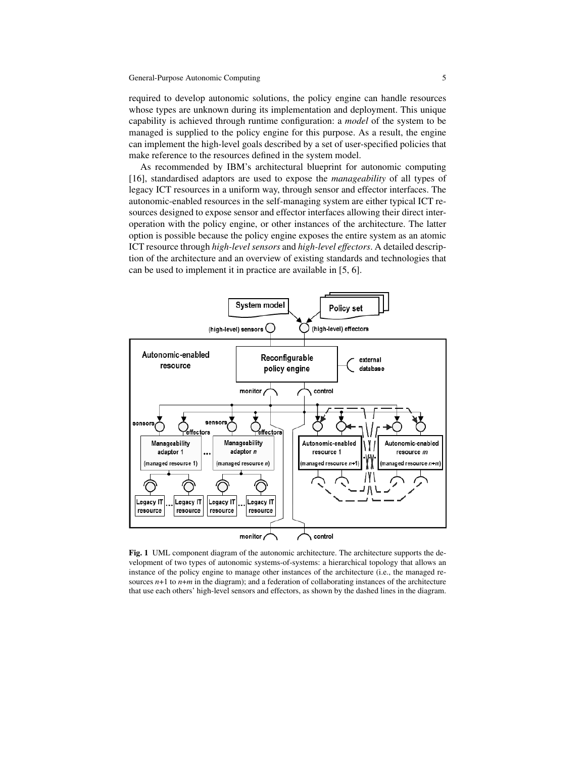required to develop autonomic solutions, the policy engine can handle resources whose types are unknown during its implementation and deployment. This unique capability is achieved through runtime configuration: a *model* of the system to be managed is supplied to the policy engine for this purpose. As a result, the engine can implement the high-level goals described by a set of user-specified policies that make reference to the resources defined in the system model.

As recommended by IBM's architectural blueprint for autonomic computing [16], standardised adaptors are used to expose the *manageability* of all types of legacy ICT resources in a uniform way, through sensor and effector interfaces. The autonomic-enabled resources in the self-managing system are either typical ICT resources designed to expose sensor and effector interfaces allowing their direct interoperation with the policy engine, or other instances of the architecture. The latter option is possible because the policy engine exposes the entire system as an atomic ICT resource through *high-level sensors* and *high-level effectors*. A detailed description of the architecture and an overview of existing standards and technologies that can be used to implement it in practice are available in [5, 6].

**Fig. 1** UML component diagram of the autonomic architecture. The architecture supports the development of two types of autonomic systems-of-systems: a hierarchical topology that allows an instance of the policy engine to manage other instances of the architecture (i.e., the managed resources $n$+1 to $n$+$m$ in the diagram); and a federation of collaborating instances of the architecture that use each others' high-level sensors and effectors, as shown by the dashed lines in the diagram.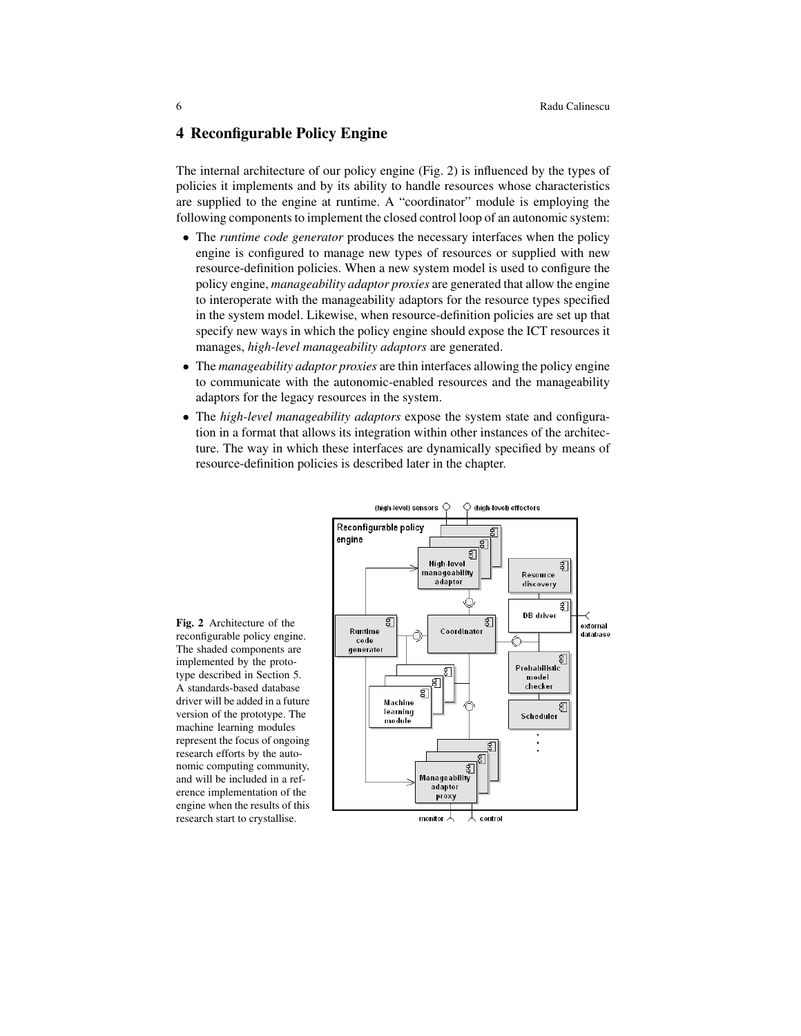## 4 Reconfigurable Policy Engine

The internal architecture of our policy engine (Fig. 2) is influenced by the types of policies it implements and by its ability to handle resources whose characteristics are supplied to the engine at runtime. A "coordinator" module is employing the following components to implement the closed control loop of an autonomic system:

- The *runtime code generator* produces the necessary interfaces when the policy engine is configured to manage new types of resources or supplied with new resource-definition policies. When a new system model is used to configure the policy engine, *manageability adaptor proxies* are generated that allow the engine to interoperate with the manageability adaptors for the resource types specified in the system model. Likewise, when resource-definition policies are set up that specify new ways in which the policy engine should expose the ICT resources it manages, *high-level manageability adaptors* are generated.
- The *manageability adaptor proxies* are thin interfaces allowing the policy engine to communicate with the autonomic-enabled resources and the manageability adaptors for the legacy resources in the system.
- The *high-level manageability adaptors* expose the system state and configuration in a format that allows its integration within other instances of the architecture. The way in which these interfaces are dynamically specified by means of resource-definition policies is described later in the chapter.

**Fig. 2** Architecture of the reconfigurable policy engine. The shaded components are implemented by the prototype described in Section 5. A standards-based database driver will be added in a future version of the prototype. The machine learning modules represent the focus of ongoing research efforts by the autonomic computing community, and will be included in a reference implementation of the engine when the results of this research start to crystallise.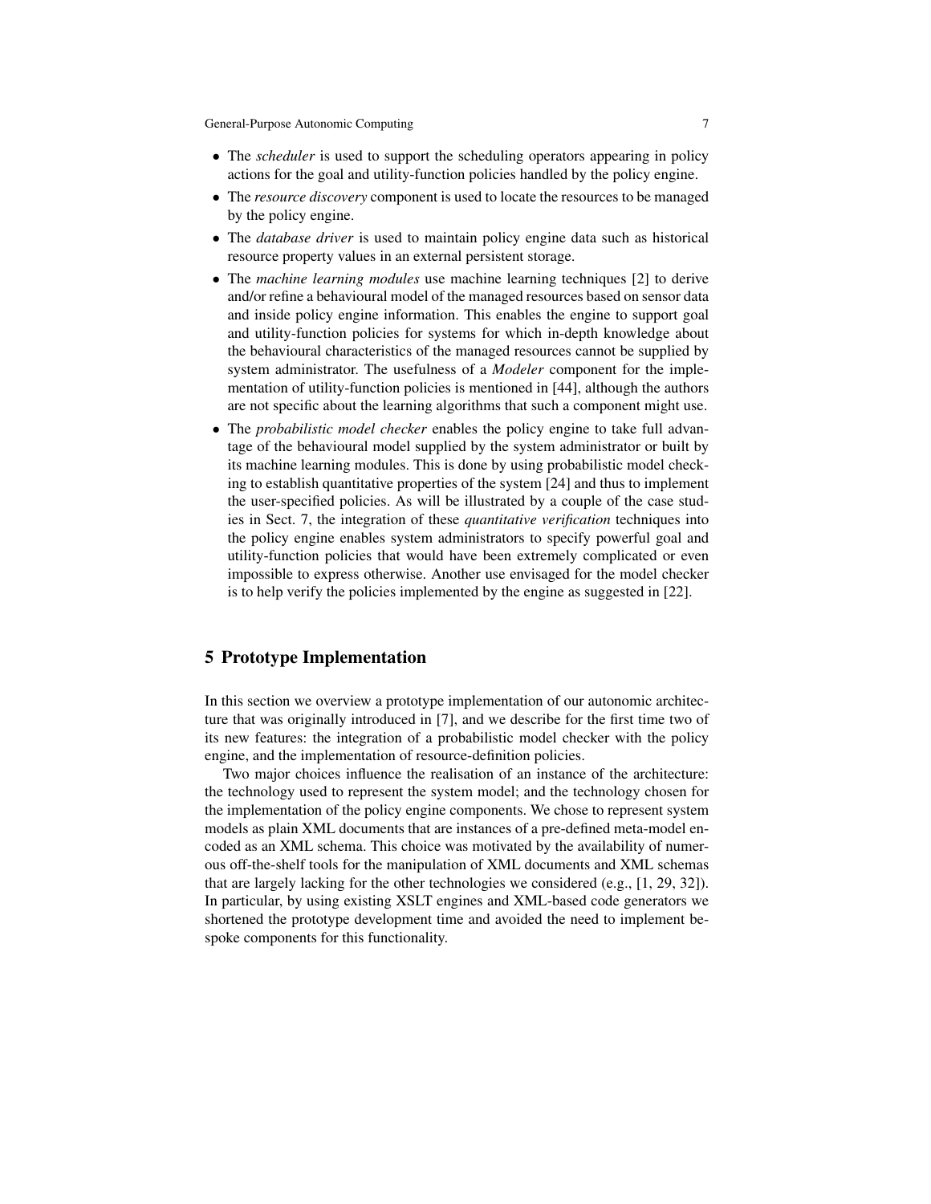- The *scheduler* is used to support the scheduling operators appearing in policy actions for the goal and utility-function policies handled by the policy engine.
- The *resource discovery* component is used to locate the resources to be managed by the policy engine.
- The *database driver* is used to maintain policy engine data such as historical resource property values in an external persistent storage.
- The *machine learning modules* use machine learning techniques [2] to derive and/or refine a behavioural model of the managed resources based on sensor data and inside policy engine information. This enables the engine to support goal and utility-function policies for systems for which in-depth knowledge about the behavioural characteristics of the managed resources cannot be supplied by system administrator. The usefulness of a *Modeler* component for the implementation of utility-function policies is mentioned in [44], although the authors are not specific about the learning algorithms that such a component might use.
- The *probabilistic model checker* enables the policy engine to take full advantage of the behavioural model supplied by the system administrator or built by its machine learning modules. This is done by using probabilistic model checking to establish quantitative properties of the system [24] and thus to implement the user-specified policies. As will be illustrated by a couple of the case studies in Sect. 7, the integration of these *quantitative verification* techniques into the policy engine enables system administrators to specify powerful goal and utility-function policies that would have been extremely complicated or even impossible to express otherwise. Another use envisaged for the model checker is to help verify the policies implemented by the engine as suggested in [22].

## 5 Prototype Implementation

In this section we overview a prototype implementation of our autonomic architecture that was originally introduced in [7], and we describe for the first time two of its new features: the integration of a probabilistic model checker with the policy engine, and the implementation of resource-definition policies.

Two major choices influence the realisation of an instance of the architecture: the technology used to represent the system model; and the technology chosen for the implementation of the policy engine components. We chose to represent system models as plain XML documents that are instances of a pre-defined meta-model encoded as an XML schema. This choice was motivated by the availability of numerous off-the-shelf tools for the manipulation of XML documents and XML schemas that are largely lacking for the other technologies we considered (e.g., [1, 29, 32]). In particular, by using existing XSLT engines and XML-based code generators we shortened the prototype development time and avoided the need to implement bespoke components for this functionality.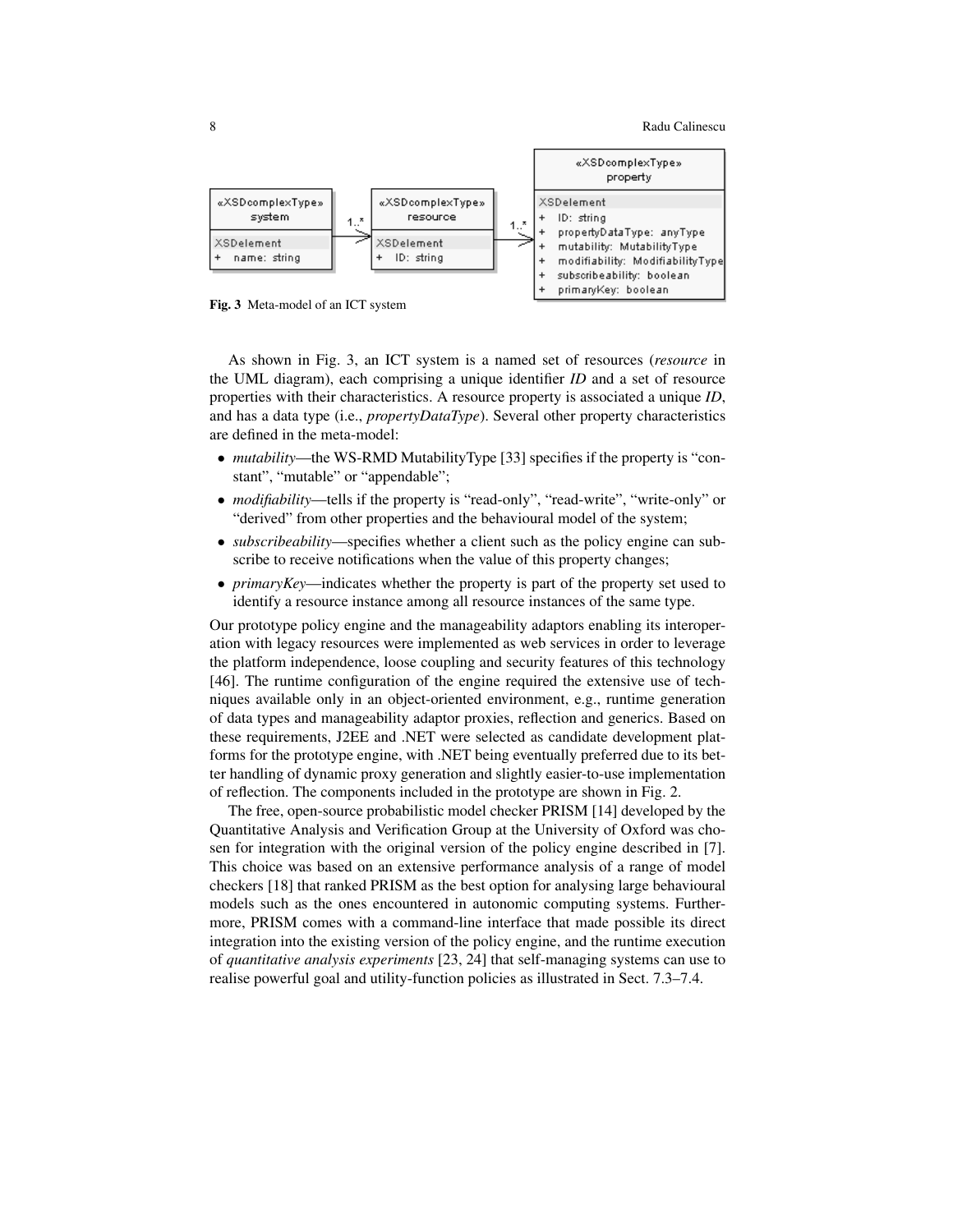Fig. 3 Meta-model of an ICT system

As shown in Fig. 3, an ICT system is a named set of resources (*resource* in the UML diagram), each comprising a unique identifier *ID* and a set of resource properties with their characteristics. A resource property is associated a unique *ID*, and has a data type (i.e., *propertyDataType*). Several other property characteristics are defined in the meta-model:

- *mutability*—the WS-RMD MutabilityType [33] specifies if the property is "constant", "mutable" or "appendable";
- *modifiability*—tells if the property is "read-only", "read-write", "write-only" or "derived" from other properties and the behavioural model of the system;
- *subscribeability*—specifies whether a client such as the policy engine can subscribe to receive notifications when the value of this property changes;
- *primaryKey*—indicates whether the property is part of the property set used to identify a resource instance among all resource instances of the same type.

Our prototype policy engine and the manageability adaptors enabling its interoperation with legacy resources were implemented as web services in order to leverage the platform independence, loose coupling and security features of this technology [46]. The runtime configuration of the engine required the extensive use of techniques available only in an object-oriented environment, e.g., runtime generation of data types and manageability adaptor proxies, reflection and generics. Based on these requirements, J2EE and .NET were selected as candidate development platforms for the prototype engine, with .NET being eventually preferred due to its better handling of dynamic proxy generation and slightly easier-to-use implementation of reflection. The components included in the prototype are shown in Fig. 2.

The free, open-source probabilistic model checker PRISM [14] developed by the Quantitative Analysis and Verification Group at the University of Oxford was chosen for integration with the original version of the policy engine described in [7]. This choice was based on an extensive performance analysis of a range of model checkers [18] that ranked PRISM as the best option for analysing large behavioural models such as the ones encountered in autonomic computing systems. Furthermore, PRISM comes with a command-line interface that made possible its direct integration into the existing version of the policy engine, and the runtime execution of *quantitative analysis experiments* [23, 24] that self-managing systems can use to realise powerful goal and utility-function policies as illustrated in Sect. 7.3–7.4.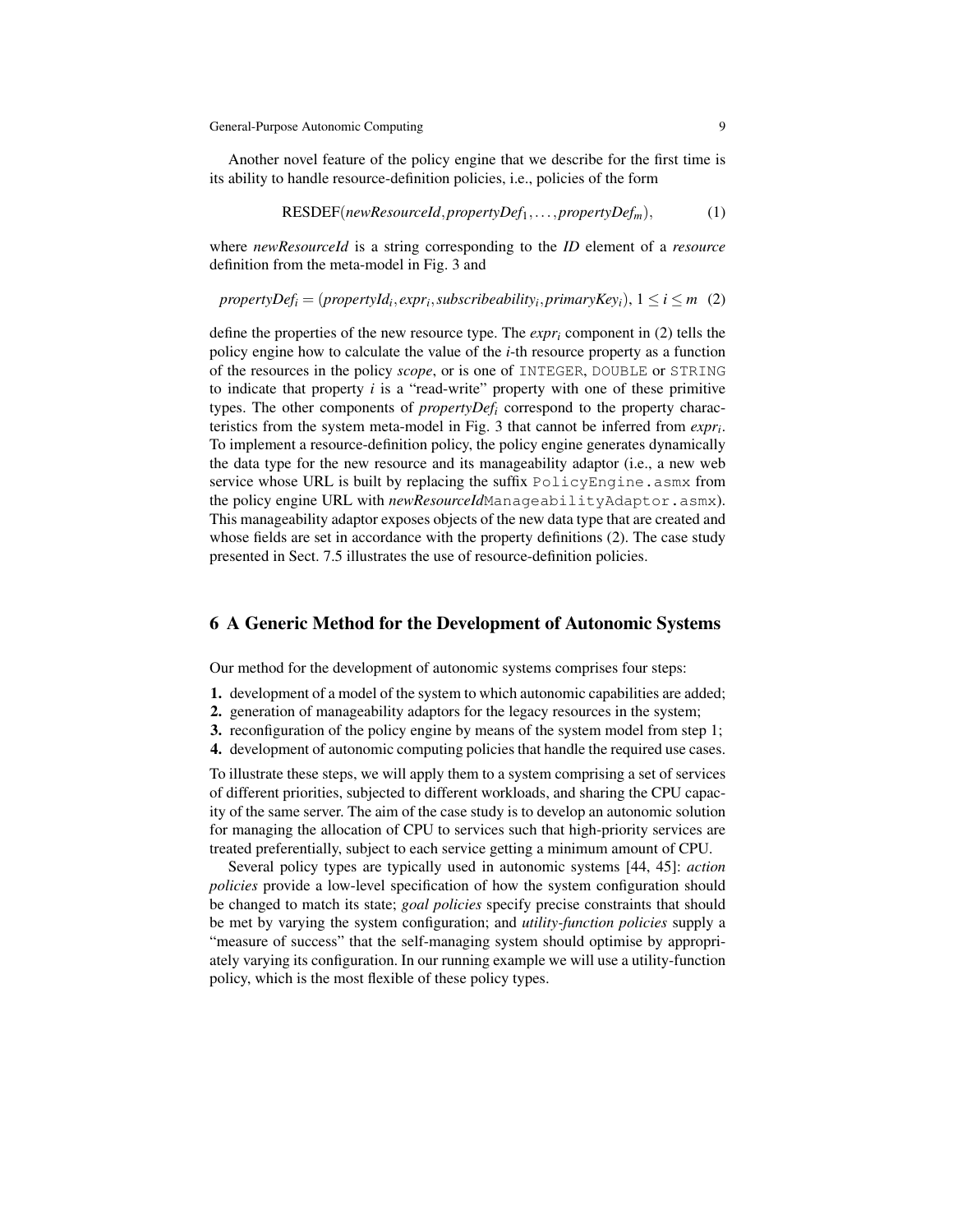Another novel feature of the policy engine that we describe for the first time is its ability to handle resource-definition policies, i.e., policies of the form

$$\text{RESDEF}(\textit{newResourceId}, \textit{propertyDef}_1, \ldots, \textit{propertyDef}_m), \tag{1}$$

where *newResourceId* is a string corresponding to the *ID* element of a *resource* definition from the meta-model in Fig. 3 and

$$\textit{propertyDef}_i = (\textit{propertyId}_i, \textit{expr}_i, \textit{subscribeability}_i, \textit{primaryKey}_i),\ 1 \le i \le m \tag{2}$$

define the properties of the new resource type. The $\textit{expr}_i$ component in (2) tells the policy engine how to calculate the value of the $i$-th resource property as a function of the resources in the policy *scope*, or is one of `INTEGER`, `DOUBLE` or `STRING` to indicate that property $i$ is a "read-write" property with one of these primitive types. The other components of $\textit{propertyDef}_i$ correspond to the property characteristics from the system meta-model in Fig. 3 that cannot be inferred from $\textit{expr}_i$. To implement a resource-definition policy, the policy engine generates dynamically the data type for the new resource and its manageability adaptor (i.e., a new web service whose URL is built by replacing the suffix `PolicyEngine.asmx` from the policy engine URL with ***newResourceId***`ManageabilityAdaptor.asmx`). This manageability adaptor exposes objects of the new data type that are created and whose fields are set in accordance with the property definitions (2). The case study presented in Sect. 7.5 illustrates the use of resource-definition policies.

## 6 A Generic Method for the Development of Autonomic Systems

Our method for the development of autonomic systems comprises four steps:

**1.** development of a model of the system to which autonomic capabilities are added;
**2.** generation of manageability adaptors for the legacy resources in the system;
**3.** reconfiguration of the policy engine by means of the system model from step 1;
**4.** development of autonomic computing policies that handle the required use cases.

To illustrate these steps, we will apply them to a system comprising a set of services of different priorities, subjected to different workloads, and sharing the CPU capacity of the same server. The aim of the case study is to develop an autonomic solution for managing the allocation of CPU to services such that high-priority services are treated preferentially, subject to each service getting a minimum amount of CPU.

Several policy types are typically used in autonomic systems [44, 45]: *action policies* provide a low-level specification of how the system configuration should be changed to match its state; *goal policies* specify precise constraints that should be met by varying the system configuration; and *utility-function policies* supply a "measure of success" that the self-managing system should optimise by appropriately varying its configuration. In our running example we will use a utility-function policy, which is the most flexible of these policy types.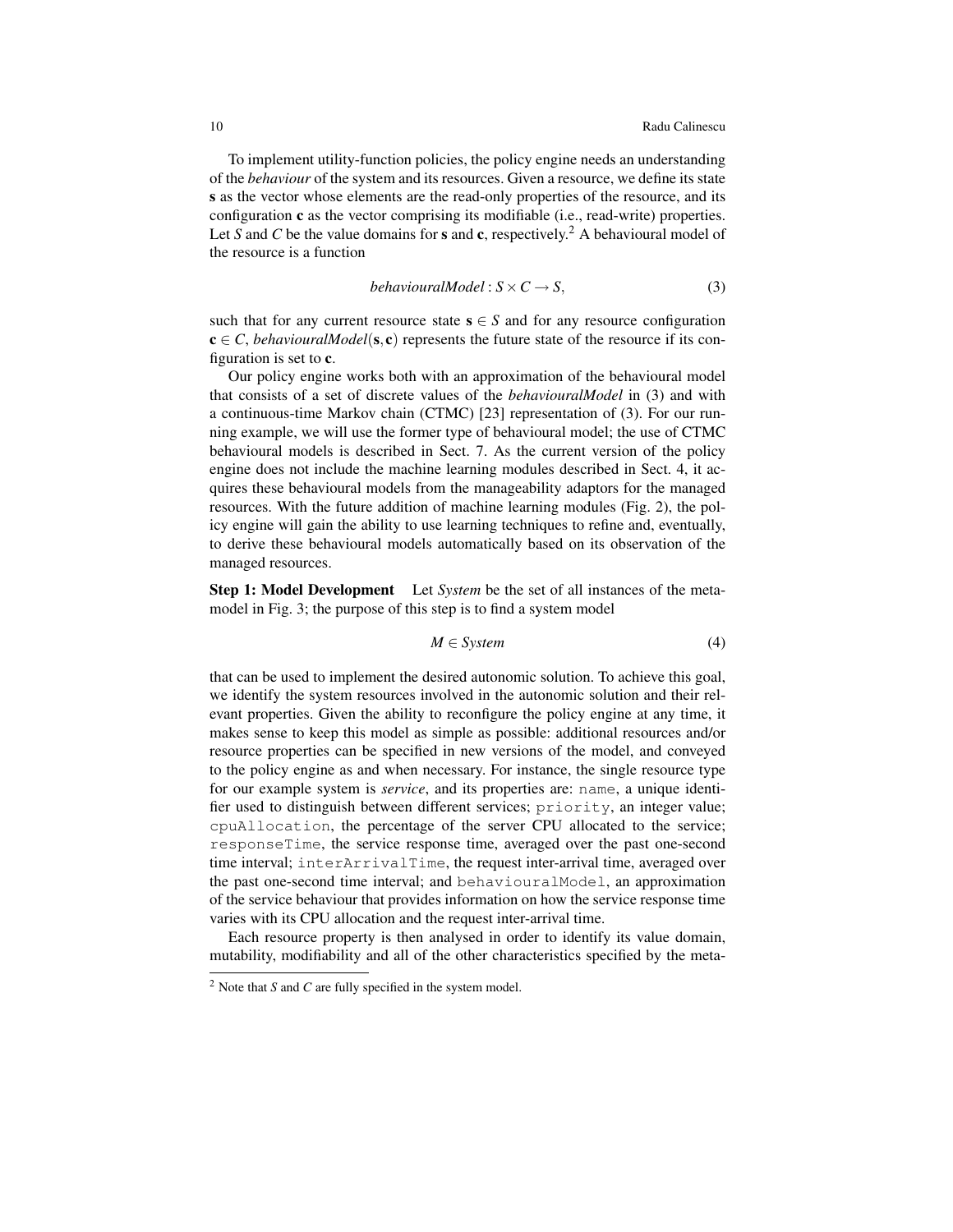To implement utility-function policies, the policy engine needs an understanding of the *behaviour* of the system and its resources. Given a resource, we define its state $\mathbf{s}$ as the vector whose elements are the read-only properties of the resource, and its configuration $\mathbf{c}$ as the vector comprising its modifiable (i.e., read-write) properties. Let $S$ and $C$ be the value domains for $\mathbf{s}$ and $\mathbf{c}$, respectively.[2] A behavioural model of the resource is a function

$$behaviouralModel : S \times C \rightarrow S, \tag{3}$$

such that for any current resource state $\mathbf{s} \in S$ and for any resource configuration $\mathbf{c} \in C$, $behaviouralModel(\mathbf{s}, \mathbf{c})$ represents the future state of the resource if its configuration is set to $\mathbf{c}$.

Our policy engine works both with an approximation of the behavioural model that consists of a set of discrete values of the *behaviouralModel* in (3) and with a continuous-time Markov chain (CTMC) [23] representation of (3). For our running example, we will use the former type of behavioural model; the use of CTMC behavioural models is described in Sect. 7. As the current version of the policy engine does not include the machine learning modules described in Sect. 4, it acquires these behavioural models from the manageability adaptors for the managed resources. With the future addition of machine learning modules (Fig. 2), the policy engine will gain the ability to use learning techniques to refine and, eventually, to derive these behavioural models automatically based on its observation of the managed resources.

**Step 1: Model Development** Let *System* be the set of all instances of the metamodel in Fig. 3; the purpose of this step is to find a system model

$$M \in System \tag{4}$$

that can be used to implement the desired autonomic solution. To achieve this goal, we identify the system resources involved in the autonomic solution and their relevant properties. Given the ability to reconfigure the policy engine at any time, it makes sense to keep this model as simple as possible: additional resources and/or resource properties can be specified in new versions of the model, and conveyed to the policy engine as and when necessary. For instance, the single resource type for our example system is *service*, and its properties are: `name`, a unique identifier used to distinguish between different services; `priority`, an integer value; `cpuAllocation`, the percentage of the server CPU allocated to the service; `responseTime`, the service response time, averaged over the past one-second time interval; `interArrivalTime`, the request inter-arrival time, averaged over the past one-second time interval; and `behaviouralModel`, an approximation of the service behaviour that provides information on how the service response time varies with its CPU allocation and the request inter-arrival time.

Each resource property is then analysed in order to identify its value domain, mutability, modifiability and all of the other characteristics specified by the meta-

[2] Note that $S$ and $C$ are fully specified in the system model.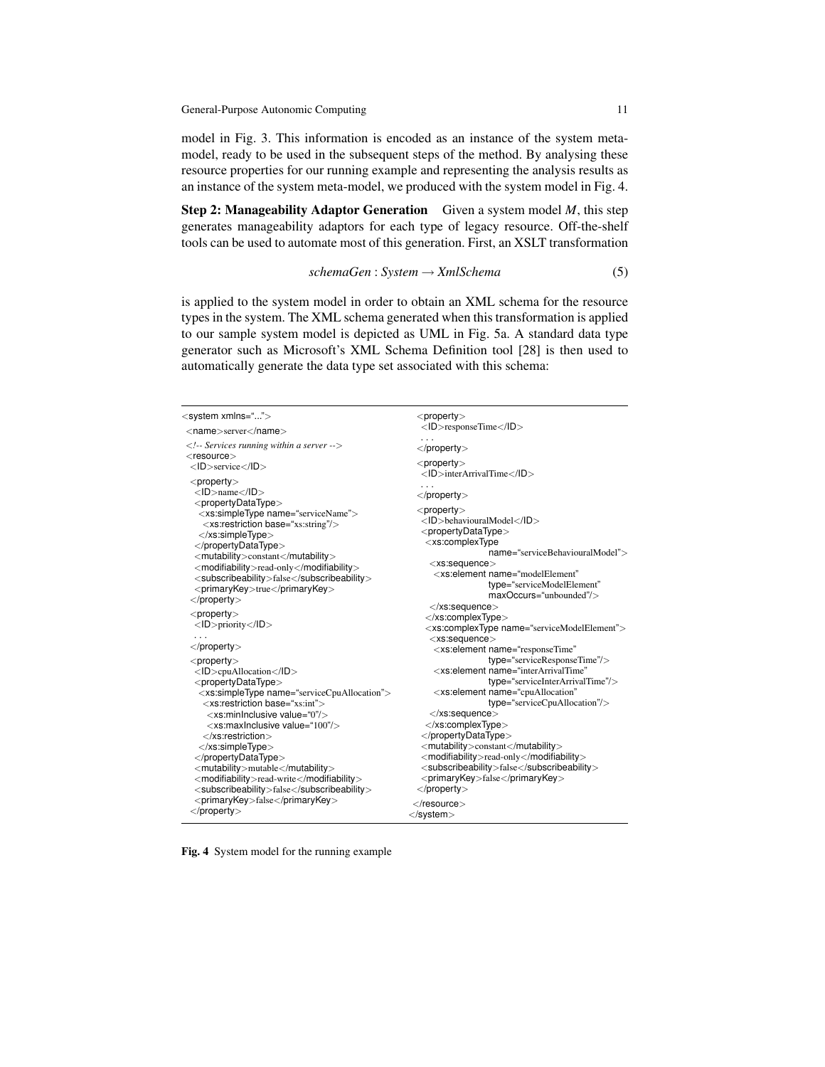model in Fig. 3. This information is encoded as an instance of the system meta-model, ready to be used in the subsequent steps of the method. By analysing these resource properties for our running example and representing the analysis results as an instance of the system meta-model, we produced with the system model in Fig. 4.

**Step 2: Manageability Adaptor Generation** Given a system model $M$, this step generates manageability adaptors for each type of legacy resource. Off-the-shelf tools can be used to automate most of this generation. First, an XSLT transformation

$$schemaGen : System \rightarrow XmlSchema \quad (5)$$

is applied to the system model in order to obtain an XML schema for the resource types in the system. The XML schema generated when this transformation is applied to our sample system model is depicted as UML in Fig. 5a. A standard data type generator such as Microsoft's XML Schema Definition tool [28] is then used to automatically generate the data type set associated with this schema:

```
<system xmlns="...">
 <name>server</name>
 <!-- Services running within a server -->
 <resource>
  <ID>service</ID>
  <property>
   <ID>name</ID>
   <propertyDataType>
    <xs:simpleType name="serviceName">
     <xs:restriction base="xs:string"/>
    </xs:simpleType>
   </propertyDataType>
   <mutability>constant</mutability>
   <modifiability>read-only</modifiability>
   <subscribeability>false</subscribeability>
   <primaryKey>true</primaryKey>
  </property>
  <property>
   <ID>priority</ID>
   ...
  </property>
  <property>
   <ID>cpuAllocation</ID>
   <propertyDataType>
    <xs:simpleType name="serviceCpuAllocation">
     <xs:restriction base="xs:int">
      <xs:minInclusive value="0"/>
      <xs:maxInclusive value="100"/>
     </xs:restriction>
    </xs:simpleType>
   </propertyDataType>
   <mutability>mutable</mutability>
   <modifiability>read-write</modifiability>
   <subscribeability>false</subscribeability>
   <primaryKey>false</primaryKey>
  </property>
  <property>
   <ID>responseTime</ID>
   ...
  </property>
  <property>
   <ID>interArrivalTime</ID>
   ...
  </property>
  <property>
   <ID>behaviouralModel</ID>
   <propertyDataType>
    <xs:complexType
              name="serviceBehaviouralModel">
     <xs:sequence>
      <xs:element name="modelElement"
              type="serviceModelElement"
              maxOccurs="unbounded"/>
     </xs:sequence>
    </xs:complexType>
    <xs:complexType name="serviceModelElement">
     <xs:sequence>
      <xs:element name="responseTime"
              type="serviceResponseTime"/>
      <xs:element name="interArrivalTime"
              type="serviceInterArrivalTime"/>
      <xs:element name="cpuAllocation"
              type="serviceCpuAllocation"/>
     </xs:sequence>
    </xs:complexType>
   </propertyDataType>
   <mutability>constant</mutability>
   <modifiability>read-only</modifiability>
   <subscribeability>false</subscribeability>
   <primaryKey>false</primaryKey>
  </property>
 </resource>
</system>
```

**Fig. 4** System model for the running example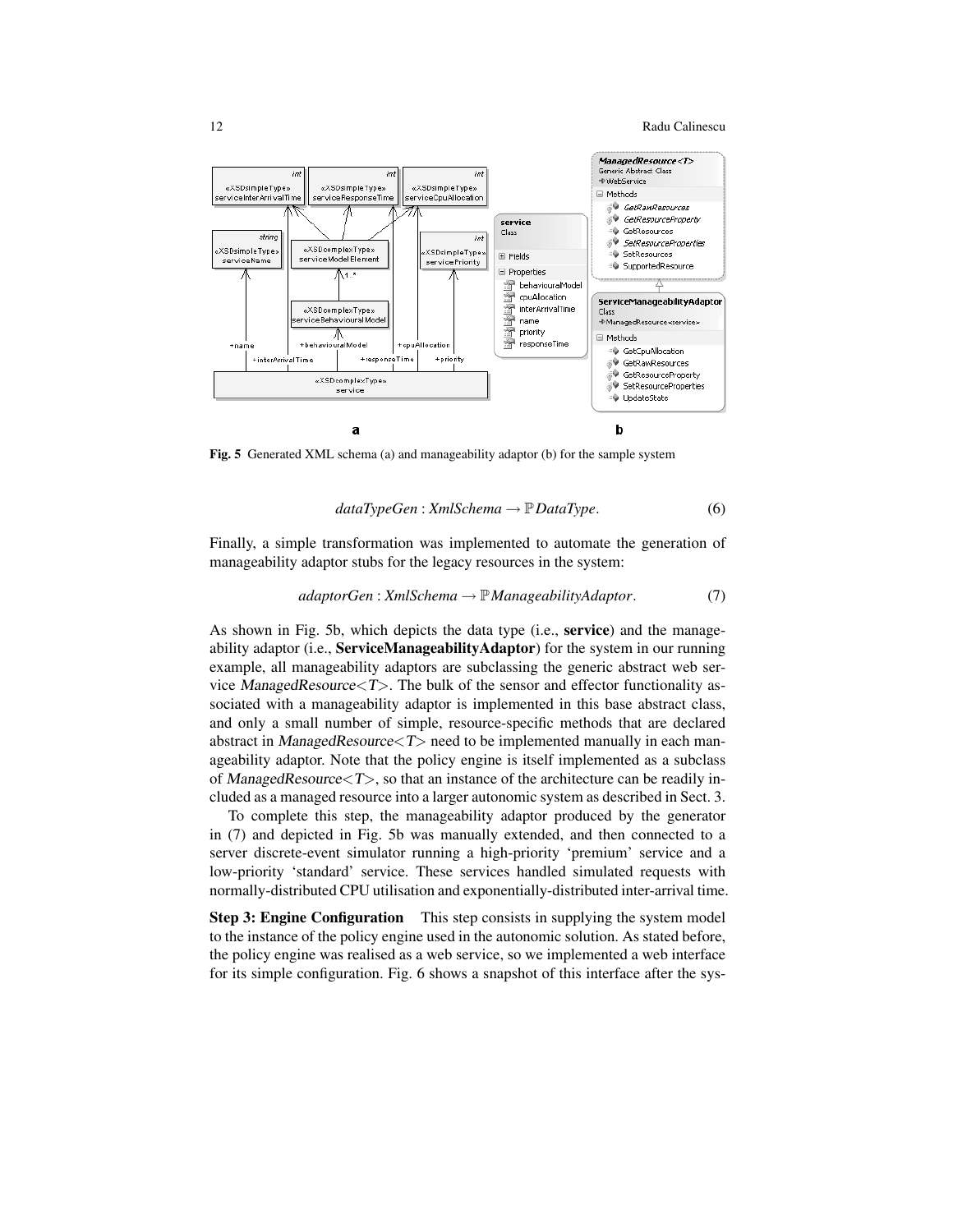Fig. 5 Generated XML schema (a) and manageability adaptor (b) for the sample system

$$dataTypeGen : XmlSchema \to \mathbb{P}\, DataType. \tag{6}$$

Finally, a simple transformation was implemented to automate the generation of manageability adaptor stubs for the legacy resources in the system:

$$adaptorGen : XmlSchema \to \mathbb{P}\, ManageabilityAdaptor. \tag{7}$$

As shown in Fig. 5b, which depicts the data type (i.e., **service**) and the manageability adaptor (i.e., **ServiceManageabilityAdaptor**) for the system in our running example, all manageability adaptors are subclassing the generic abstract web service *ManagedResource*<*T*>. The bulk of the sensor and effector functionality associated with a manageability adaptor is implemented in this base abstract class, and only a small number of simple, resource-specific methods that are declared abstract in *ManagedResource*<*T*> need to be implemented manually in each manageability adaptor. Note that the policy engine is itself implemented as a subclass of *ManagedResource*<*T*>, so that an instance of the architecture can be readily included as a managed resource into a larger autonomic system as described in Sect. 3.

To complete this step, the manageability adaptor produced by the generator in (7) and depicted in Fig. 5b was manually extended, and then connected to a server discrete-event simulator running a high-priority 'premium' service and a low-priority 'standard' service. These services handled simulated requests with normally-distributed CPU utilisation and exponentially-distributed inter-arrival time.

**Step 3: Engine Configuration** This step consists in supplying the system model to the instance of the policy engine used in the autonomic solution. As stated before, the policy engine was realised as a web service, so we implemented a web interface for its simple configuration. Fig. 6 shows a snapshot of this interface after the sys-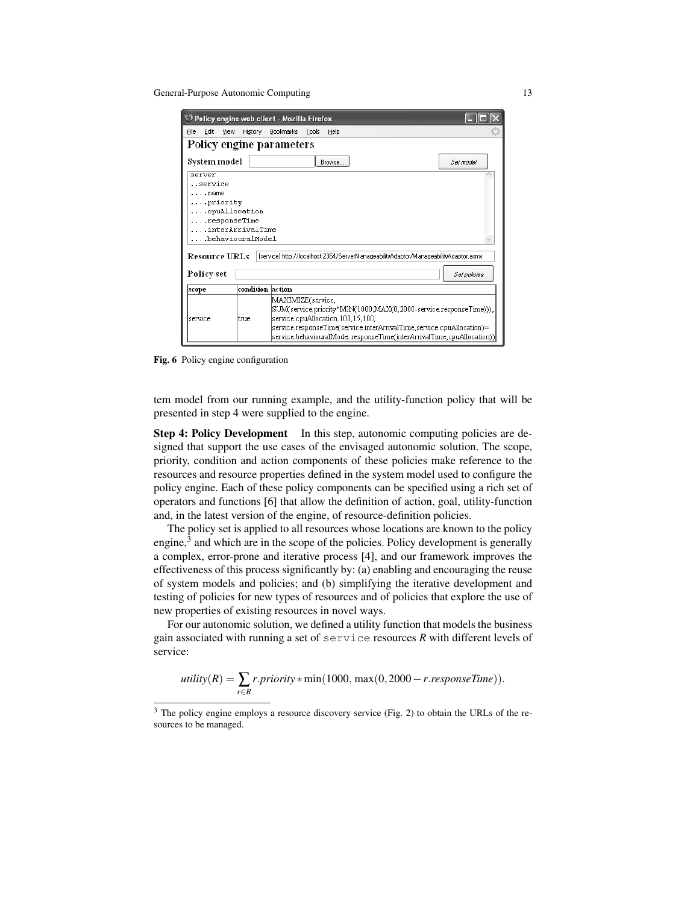**Fig. 6** Policy engine configuration

tem model from our running example, and the utility-function policy that will be presented in step 4 were supplied to the engine.

**Step 4: Policy Development** In this step, autonomic computing policies are designed that support the use cases of the envisaged autonomic solution. The scope, priority, condition and action components of these policies make reference to the resources and resource properties defined in the system model used to configure the policy engine. Each of these policy components can be specified using a rich set of operators and functions [6] that allow the definition of action, goal, utility-function and, in the latest version of the engine, of resource-definition policies.

The policy set is applied to all resources whose locations are known to the policy engine,[3] and which are in the scope of the policies. Policy development is generally a complex, error-prone and iterative process [4], and our framework improves the effectiveness of this process significantly by: (a) enabling and encouraging the reuse of system models and policies; and (b) simplifying the iterative development and testing of policies for new types of resources and of policies that explore the use of new properties of existing resources in novel ways.

For our autonomic solution, we defined a utility function that models the business gain associated with running a set of `service` resources $R$ with different levels of service:

$$utility(R) = \sum_{r \in R} r.priority * \min(1000, \max(0, 2000 - r.responseTime)).$$

[3] The policy engine employs a resource discovery service (Fig. 2) to obtain the URLs of the resources to be managed.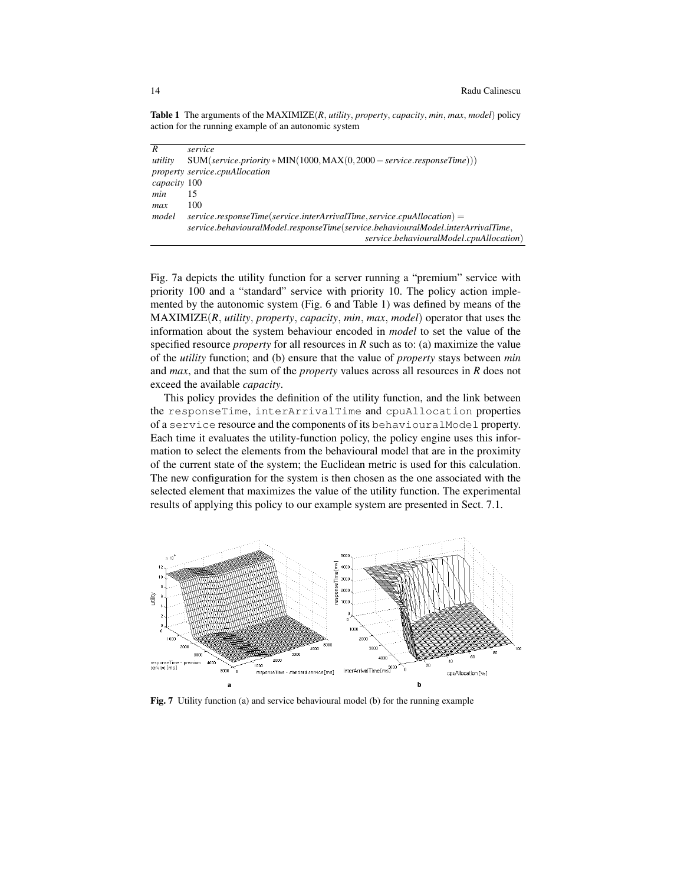**Table 1** The arguments of the MAXIMIZE(*R*, *utility*, *property*, *capacity*, *min*, *max*, *model*) policy action for the running example of an autonomic system

| | |
|---|---|
| *R* | *service* |
| *utility* | SUM(*service.priority* ∗ MIN(1000, MAX(0, 2000 − *service.responseTime*))) |
| *property* | *service.cpuAllocation* |
| *capacity* | 100 |
| *min* | 15 |
| *max* | 100 |
| *model* | *service.responseTime*(*service.interArrivalTime*, *service.cpuAllocation*) = *service.behaviouralModel.responseTime*(*service.behaviouralModel.interArrivalTime*, *service.behaviouralModel.cpuAllocation*) |

Fig. 7a depicts the utility function for a server running a "premium" service with priority 100 and a "standard" service with priority 10. The policy action implemented by the autonomic system (Fig. 6 and Table 1) was defined by means of the MAXIMIZE(*R*, *utility*, *property*, *capacity*, *min*, *max*, *model*) operator that uses the information about the system behaviour encoded in *model* to set the value of the specified resource *property* for all resources in *R* such as to: (a) maximize the value of the *utility* function; and (b) ensure that the value of *property* stays between *min* and *max*, and that the sum of the *property* values across all resources in *R* does not exceed the available *capacity*.

This policy provides the definition of the utility function, and the link between the `responseTime`, `interArrivalTime` and `cpuAllocation` properties of a `service` resource and the components of its `behaviouralModel` property. Each time it evaluates the utility-function policy, the policy engine uses this information to select the elements from the behavioural model that are in the proximity of the current state of the system; the Euclidean metric is used for this calculation. The new configuration for the system is then chosen as the one associated with the selected element that maximizes the value of the utility function. The experimental results of applying this policy to our example system are presented in Sect. 7.1.

**Fig. 7** Utility function (a) and service behavioural model (b) for the running example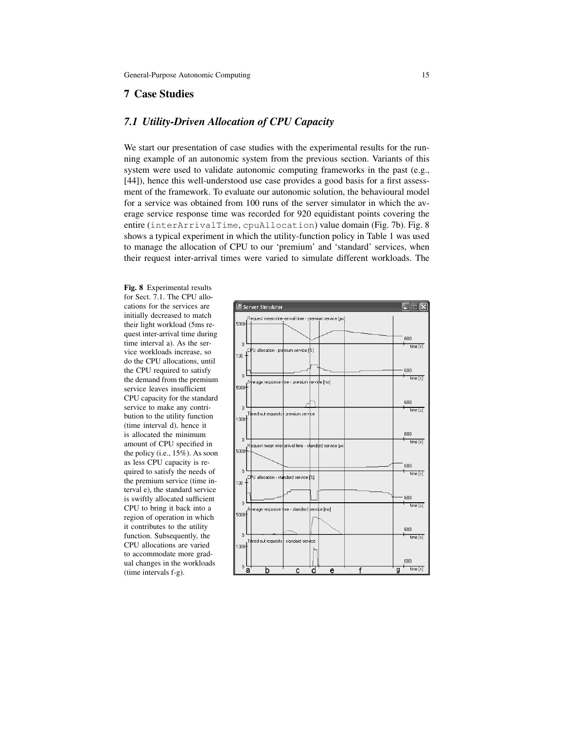## 7 Case Studies

### *7.1 Utility-Driven Allocation of CPU Capacity*

We start our presentation of case studies with the experimental results for the running example of an autonomic system from the previous section. Variants of this system were used to validate autonomic computing frameworks in the past (e.g., [44]), hence this well-understood use case provides a good basis for a first assessment of the framework. To evaluate our autonomic solution, the behavioural model for a service was obtained from 100 runs of the server simulator in which the average service response time was recorded for 920 equidistant points covering the entire (`interArrivalTime`, `cpuAllocation`) value domain (Fig. 7b). Fig. 8 shows a typical experiment in which the utility-function policy in Table 1 was used to manage the allocation of CPU to our 'premium' and 'standard' services, when their request inter-arrival times were varied to simulate different workloads. The

**Fig. 8** Experimental results for Sect. 7.1. The CPU allocations for the services are initially decreased to match their light workload (5ms request inter-arrival time during time interval a). As the service workloads increase, so do the CPU allocations, until the CPU required to satisfy the demand from the premium service leaves insufficient CPU capacity for the standard service to make any contribution to the utility function (time interval d), hence it is allocated the minimum amount of CPU specified in the policy (i.e., 15%). As soon as less CPU capacity is required to satisfy the needs of the premium service (time interval e), the standard service is swiftly allocated sufficient CPU to bring it back into a region of operation in which it contributes to the utility function. Subsequently, the CPU allocations are varied to accommodate more gradual changes in the workloads (time intervals f-g).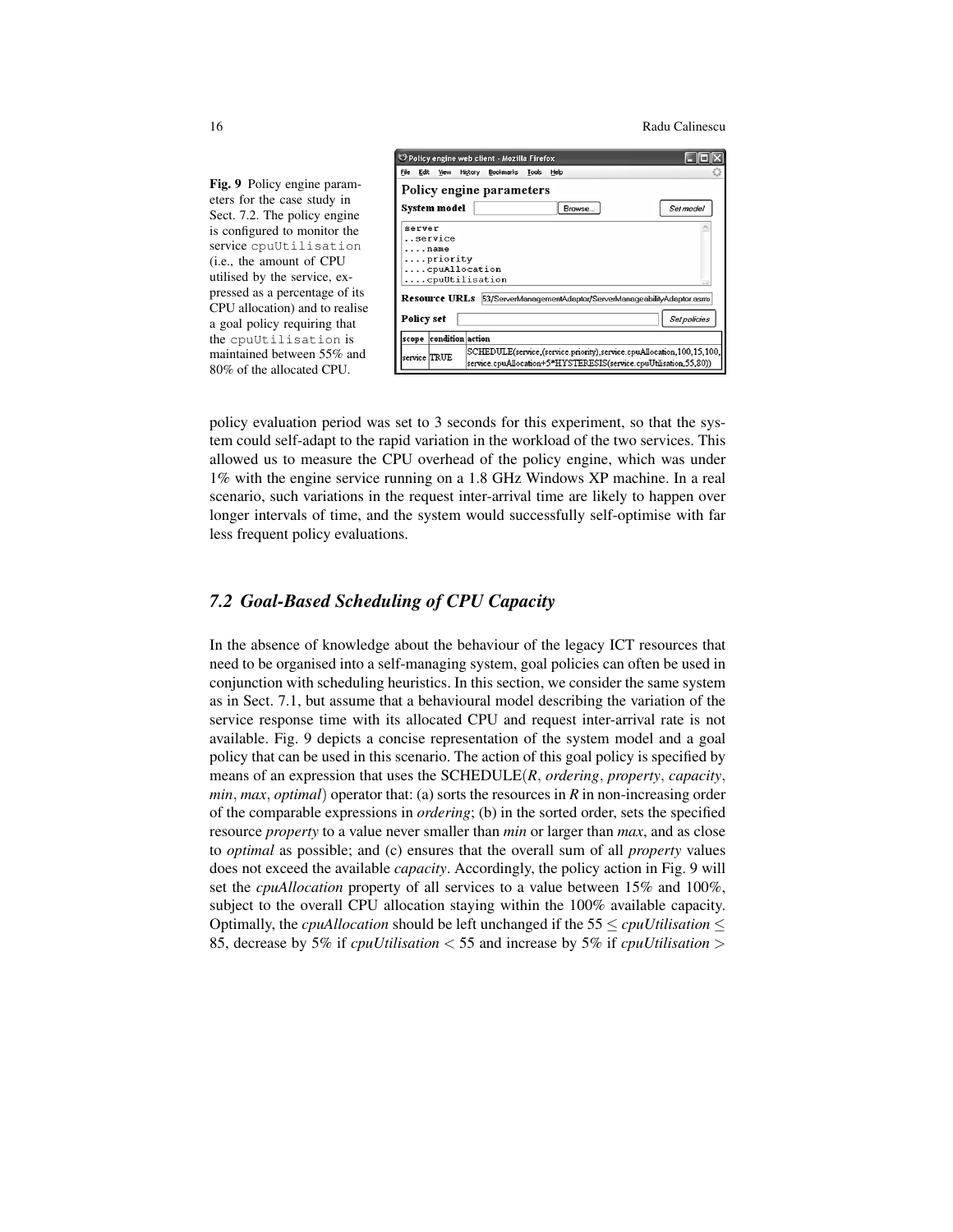Fig. 9 Policy engine parameters for the case study in Sect. 7.2. The policy engine is configured to monitor the service `cpuUtilisation` (i.e., the amount of CPU utilised by the service, expressed as a percentage of its CPU allocation) and to realise a goal policy requiring that the `cpuUtilisation` is maintained between 55% and 80% of the allocated CPU.

Policy engine web client - Mozilla Firefox

File Edit View History Bookmarks Tools Help

**Policy engine parameters**

**System model** [Browse...] [Set model]

```
server
..service
....name
....priority
....cpuAllocation
....cpuUtilisation
```

**Resource URLs** 53/ServerManagementAdaptor/ServerManageabilityAdaptor.asmx

**Policy set** [Set policies]

| scope | condition | action |
|---|---|---|
| service | TRUE | SCHEDULE(service,(service.priority),service.cpuAllocation,100,15,100, service.cpuAllocation+5*HYSTERESIS(service.cpuUtilisation,55,80)) |

policy evaluation period was set to 3 seconds for this experiment, so that the system could self-adapt to the rapid variation in the workload of the two services. This allowed us to measure the CPU overhead of the policy engine, which was under 1% with the engine service running on a 1.8 GHz Windows XP machine. In a real scenario, such variations in the request inter-arrival time are likely to happen over longer intervals of time, and the system would successfully self-optimise with far less frequent policy evaluations.

## 7.2 Goal-Based Scheduling of CPU Capacity

In the absence of knowledge about the behaviour of the legacy ICT resources that need to be organised into a self-managing system, goal policies can often be used in conjunction with scheduling heuristics. In this section, we consider the same system as in Sect. 7.1, but assume that a behavioural model describing the variation of the service response time with its allocated CPU and request inter-arrival rate is not available. Fig. 9 depicts a concise representation of the system model and a goal policy that can be used in this scenario. The action of this goal policy is specified by means of an expression that uses the SCHEDULE($R$, *ordering*, *property*, *capacity*, *min*, *max*, *optimal*) operator that: (a) sorts the resources in $R$ in non-increasing order of the comparable expressions in *ordering*; (b) in the sorted order, sets the specified resource *property* to a value never smaller than *min* or larger than *max*, and as close to *optimal* as possible; and (c) ensures that the overall sum of all *property* values does not exceed the available *capacity*. Accordingly, the policy action in Fig. 9 will set the *cpuAllocation* property of all services to a value between 15% and 100%, subject to the overall CPU allocation staying within the 100% available capacity. Optimally, the *cpuAllocation* should be left unchanged if the $55 \leq cpuUtilisation \leq 85$, decrease by 5% if $cpuUtilisation < 55$ and increase by 5% if $cpuUtilisation >$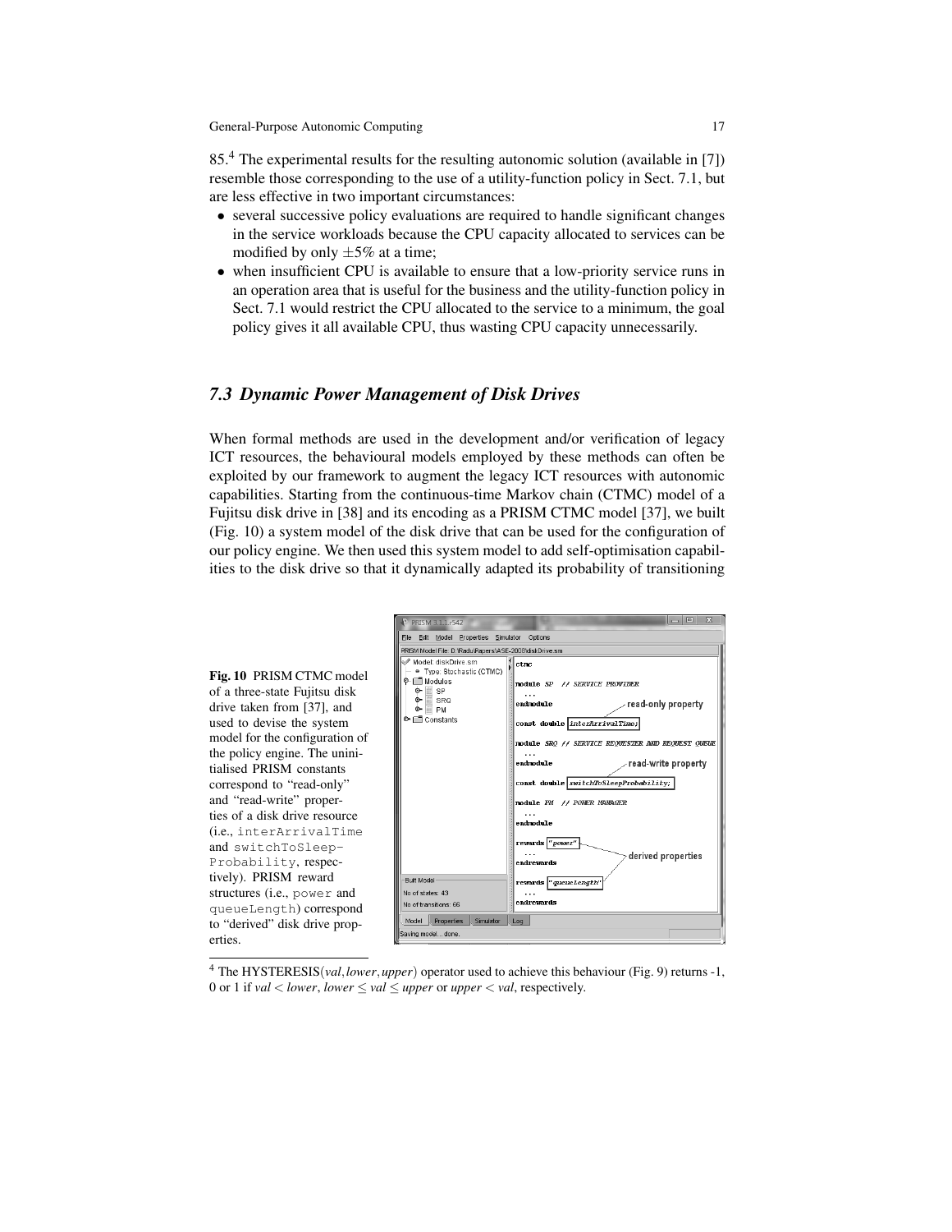85.[4] The experimental results for the resulting autonomic solution (available in [7]) resemble those corresponding to the use of a utility-function policy in Sect. 7.1, but are less effective in two important circumstances:

- several successive policy evaluations are required to handle significant changes in the service workloads because the CPU capacity allocated to services can be modified by only $\pm 5\%$ at a time;
- when insufficient CPU is available to ensure that a low-priority service runs in an operation area that is useful for the business and the utility-function policy in Sect. 7.1 would restrict the CPU allocated to the service to a minimum, the goal policy gives it all available CPU, thus wasting CPU capacity unnecessarily.

### *7.3 Dynamic Power Management of Disk Drives*

When formal methods are used in the development and/or verification of legacy ICT resources, the behavioural models employed by these methods can often be exploited by our framework to augment the legacy ICT resources with autonomic capabilities. Starting from the continuous-time Markov chain (CTMC) model of a Fujitsu disk drive in [38] and its encoding as a PRISM CTMC model [37], we built (Fig. 10) a system model of the disk drive that can be used for the configuration of our policy engine. We then used this system model to add self-optimisation capabilities to the disk drive so that it dynamically adapted its probability of transitioning

**Fig. 10** PRISM CTMC model of a three-state Fujitsu disk drive taken from [37], and used to devise the system model for the configuration of the policy engine. The uninitialised PRISM constants correspond to "read-only" and "read-write" properties of a disk drive resource (i.e., `interArrivalTime` and `switchToSleepProbability`, respectively). PRISM reward structures (i.e., `power` and `queueLength`) correspond to "derived" disk drive properties.

[4] The HYSTERESIS(*val*,*lower*,*upper*) operator used to achieve this behaviour (Fig. 9) returns -1, 0 or 1 if $val < lower$, $lower \leq val \leq upper$ or $upper < val$, respectively.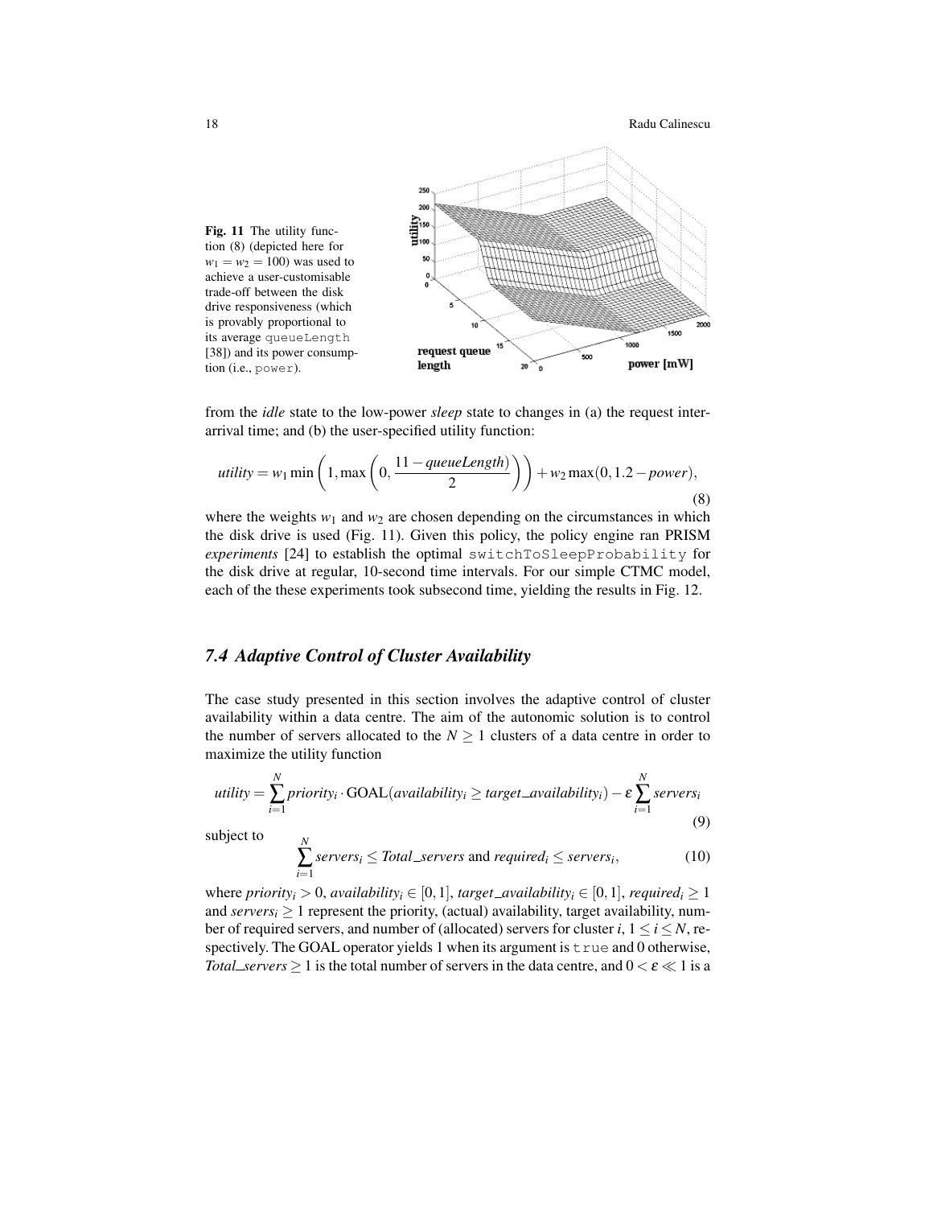**Fig. 11** The utility function (8) (depicted here for $w_1 = w_2 = 100$) was used to achieve a user-customisable trade-off between the disk drive responsiveness (which is provably proportional to its average `queueLength` [38]) and its power consumption (i.e., `power`).

from the *idle* state to the low-power *sleep* state to changes in (a) the request inter-arrival time; and (b) the user-specified utility function:

$$utility = w_1 \min\left(1, \max\left(0, \frac{11 - queueLength}{2}\right)\right) + w_2 \max(0, 1.2 - power), \tag{8}$$

where the weights $w_1$ and $w_2$ are chosen depending on the circumstances in which the disk drive is used (Fig. 11). Given this policy, the policy engine ran PRISM *experiments* [24] to establish the optimal `switchToSleepProbability` for the disk drive at regular, 10-second time intervals. For our simple CTMC model, each of the these experiments took subsecond time, yielding the results in Fig. 12.

### *7.4 Adaptive Control of Cluster Availability*

The case study presented in this section involves the adaptive control of cluster availability within a data centre. The aim of the autonomic solution is to control the number of servers allocated to the $N \geq 1$ clusters of a data centre in order to maximize the utility function

$$utility = \sum_{i=1}^{N} priority_i \cdot \mathrm{GOAL}(availability_i \geq target\_availability_i) - \varepsilon \sum_{i=1}^{N} servers_i \tag{9}$$

subject to

$$\sum_{i=1}^{N} servers_i \leq Total\_servers \text{ and } required_i \leq servers_i, \tag{10}$$

where $priority_i > 0$, $availability_i \in [0,1]$, $target\_availability_i \in [0,1]$, $required_i \geq 1$ and $servers_i \geq 1$ represent the priority, (actual) availability, target availability, number of required servers, and number of (allocated) servers for cluster $i$, $1 \leq i \leq N$, respectively. The GOAL operator yields 1 when its argument is `true` and 0 otherwise, $Total\_servers \geq 1$ is the total number of servers in the data centre, and $0 < \varepsilon \ll 1$ is a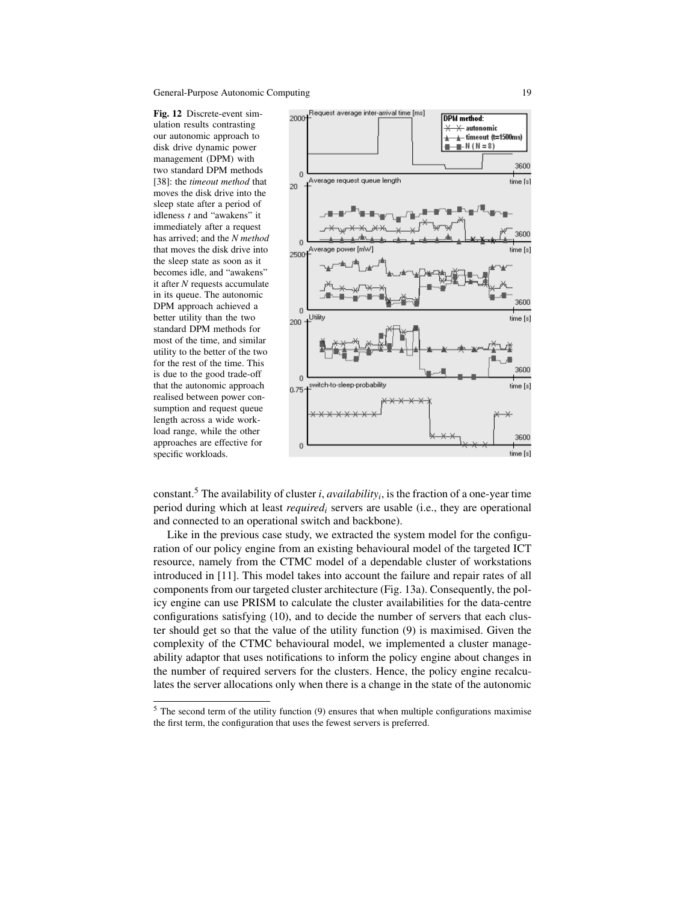**Fig. 12** Discrete-event simulation results contrasting our autonomic approach to disk drive dynamic power management (DPM) with two standard DPM methods [38]: the *timeout method* that moves the disk drive into the sleep state after a period of idleness $t$ and "awakens" it immediately after a request has arrived; and the *N method* that moves the disk drive into the sleep state as soon as it becomes idle, and "awakens" it after $N$ requests accumulate in its queue. The autonomic DPM approach achieved a better utility than the two standard DPM methods for most of the time, and similar utility to the better of the two for the rest of the time. This is due to the good trade-off that the autonomic approach realised between power consumption and request queue length across a wide workload range, while the other approaches are effective for specific workloads.

constant.[5] The availability of cluster $i$, $availability_i$, is the fraction of a one-year time period during which at least $required_i$ servers are usable (i.e., they are operational and connected to an operational switch and backbone).

Like in the previous case study, we extracted the system model for the configuration of our policy engine from an existing behavioural model of the targeted ICT resource, namely from the CTMC model of a dependable cluster of workstations introduced in [11]. This model takes into account the failure and repair rates of all components from our targeted cluster architecture (Fig. 13a). Consequently, the policy engine can use PRISM to calculate the cluster availabilities for the data-centre configurations satisfying (10), and to decide the number of servers that each cluster should get so that the value of the utility function (9) is maximised. Given the complexity of the CTMC behavioural model, we implemented a cluster manageability adaptor that uses notifications to inform the policy engine about changes in the number of required servers for the clusters. Hence, the policy engine recalculates the server allocations only when there is a change in the state of the autonomic

[5] The second term of the utility function (9) ensures that when multiple configurations maximise the first term, the configuration that uses the fewest servers is preferred.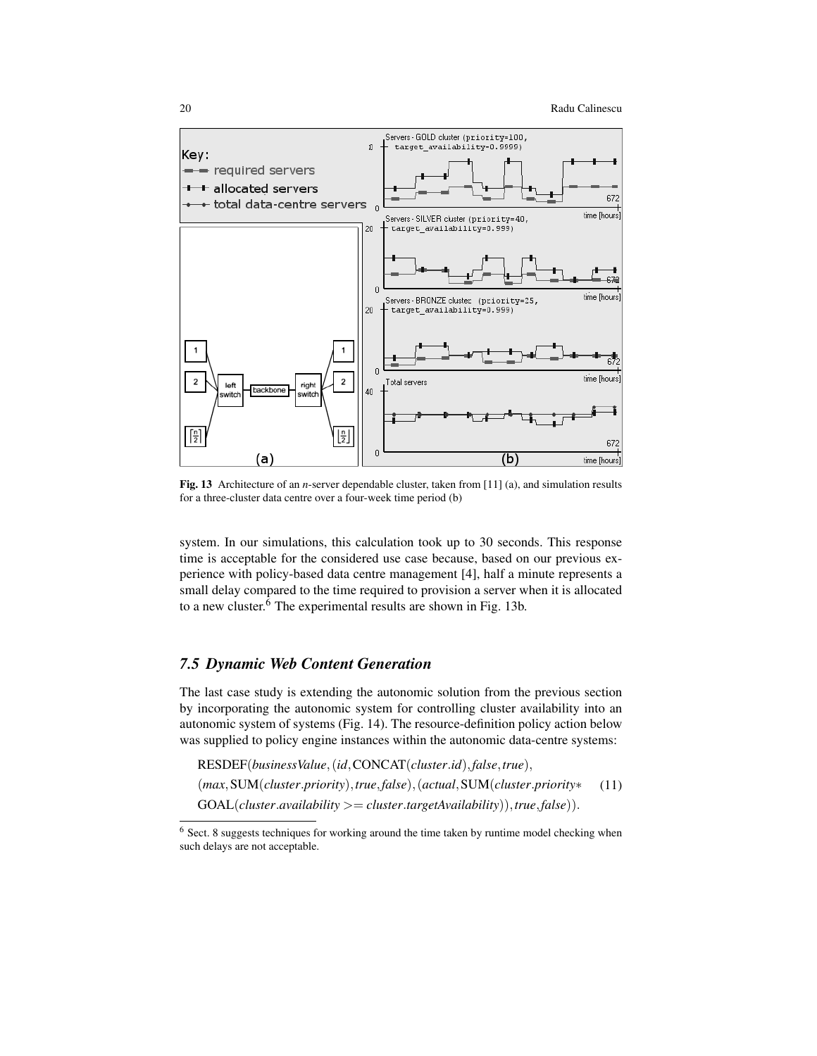Fig. 13 Architecture of an $n$-server dependable cluster, taken from [11] (a), and simulation results for a three-cluster data centre over a four-week time period (b)

system. In our simulations, this calculation took up to 30 seconds. This response time is acceptable for the considered use case because, based on our previous experience with policy-based data centre management [4], half a minute represents a small delay compared to the time required to provision a server when it is allocated to a new cluster.[6] The experimental results are shown in Fig. 13b.

### 7.5 Dynamic Web Content Generation

The last case study is extending the autonomic solution from the previous section by incorporating the autonomic system for controlling cluster availability into an autonomic system of systems (Fig. 14). The resource-definition policy action below was supplied to policy engine instances within the autonomic data-centre systems:

$$\begin{array}{l}\mathrm{RESDEF}(\mathit{businessValue},(\mathit{id},\mathrm{CONCAT}(\mathit{cluster.id}),\mathit{false},\mathit{true}),\\ (\mathit{max},\mathrm{SUM}(\mathit{cluster.priority}),\mathit{true},\mathit{false}),(\mathit{actual},\mathrm{SUM}(\mathit{cluster.priority}*\\ \mathrm{GOAL}(\mathit{cluster.availability}>=\mathit{cluster.targetAvailability})),\mathit{true},\mathit{false})).\end{array} \tag{11}$$

[6] Sect. 8 suggests techniques for working around the time taken by runtime model checking when such delays are not acceptable.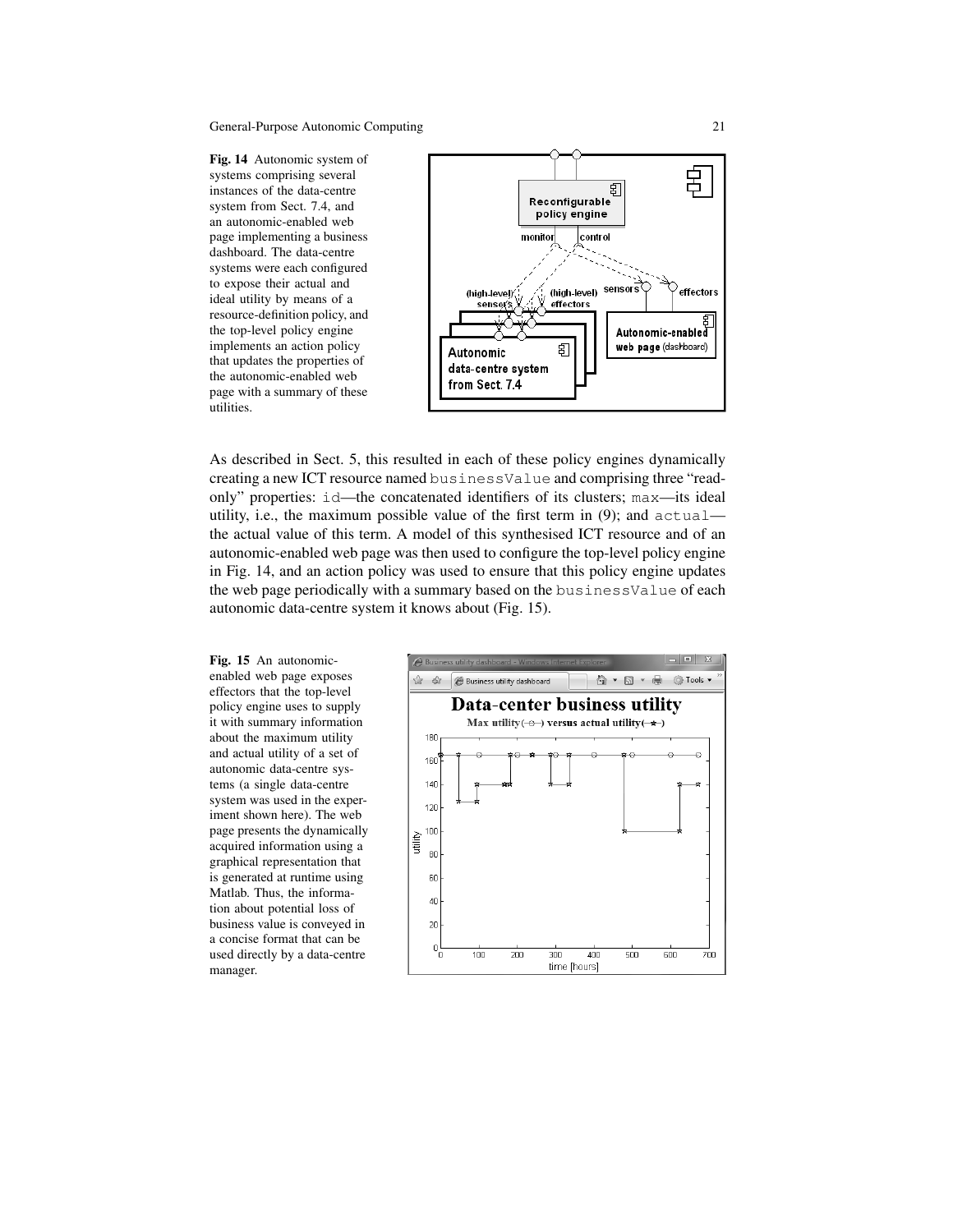**Fig. 14** Autonomic system of systems comprising several instances of the data-centre system from Sect. 7.4, and an autonomic-enabled web page implementing a business dashboard. The data-centre systems were each configured to expose their actual and ideal utility by means of a resource-definition policy, and the top-level policy engine implements an action policy that updates the properties of the autonomic-enabled web page with a summary of these utilities.

As described in Sect. 5, this resulted in each of these policy engines dynamically creating a new ICT resource named `businessValue` and comprising three "read-only" properties: `id`—the concatenated identifiers of its clusters; `max`—its ideal utility, i.e., the maximum possible value of the first term in (9); and `actual`—the actual value of this term. A model of this synthesised ICT resource and of an autonomic-enabled web page was then used to configure the top-level policy engine in Fig. 14, and an action policy was used to ensure that this policy engine updates the web page periodically with a summary based on the `businessValue` of each autonomic data-centre system it knows about (Fig. 15).

**Fig. 15** An autonomic-enabled web page exposes effectors that the top-level policy engine uses to supply it with summary information about the maximum utility and actual utility of a set of autonomic data-centre systems (a single data-centre system was used in the experiment shown here). The web page presents the dynamically acquired information using a graphical representation that is generated at runtime using Matlab. Thus, the information about potential loss of business value is conveyed in a concise format that can be used directly by a data-centre manager.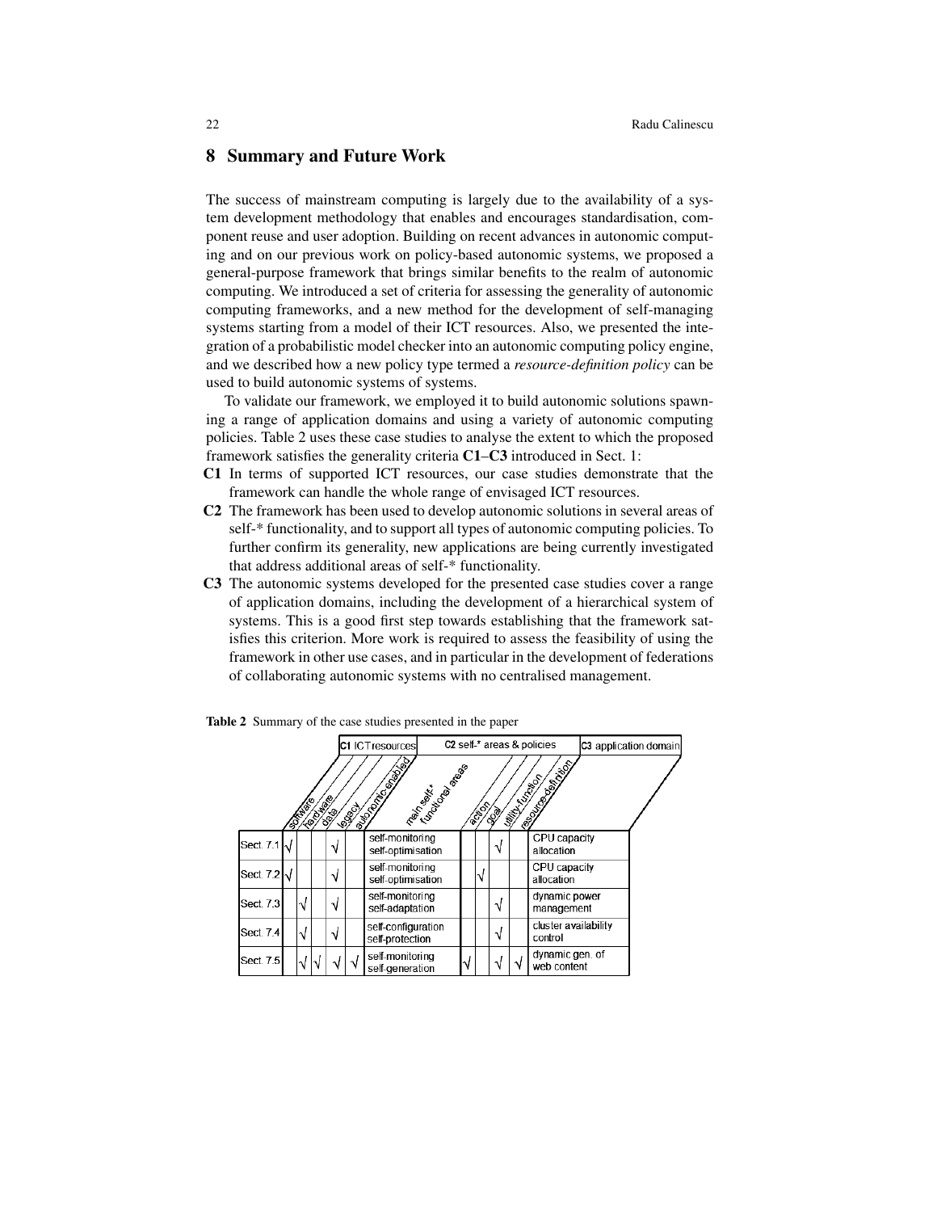## 8 Summary and Future Work

The success of mainstream computing is largely due to the availability of a system development methodology that enables and encourages standardisation, component reuse and user adoption. Building on recent advances in autonomic computing and on our previous work on policy-based autonomic systems, we proposed a general-purpose framework that brings similar benefits to the realm of autonomic computing. We introduced a set of criteria for assessing the generality of autonomic computing frameworks, and a new method for the development of self-managing systems starting from a model of their ICT resources. Also, we presented the integration of a probabilistic model checker into an autonomic computing policy engine, and we described how a new policy type termed a *resource-definition policy* can be used to build autonomic systems of systems.

To validate our framework, we employed it to build autonomic solutions spawning a range of application domains and using a variety of autonomic computing policies. Table 2 uses these case studies to analyse the extent to which the proposed framework satisfies the generality criteria **C1**–**C3** introduced in Sect. 1:

- **C1** In terms of supported ICT resources, our case studies demonstrate that the framework can handle the whole range of envisaged ICT resources.
- **C2** The framework has been used to develop autonomic solutions in several areas of self-* functionality, and to support all types of autonomic computing policies. To further confirm its generality, new applications are being currently investigated that address additional areas of self-* functionality.
- **C3** The autonomic systems developed for the presented case studies cover a range of application domains, including the development of a hierarchical system of systems. This is a good first step towards establishing that the framework satisfies this criterion. More work is required to assess the feasibility of using the framework in other use cases, and in particular in the development of federations of collaborating autonomic systems with no centralised management.

**Table 2** Summary of the case studies presented in the paper

| | C1 ICT resources | | | | | C2 self-* areas & policies | | | | | C3 application domain |
|---|---|---|---|---|---|---|---|---|---|---|---|
| | software | hardware | data | legacy | autonomic-enabled | main self-* functional areas | action | goal | utility-function | resource-definition | |
| Sect. 7.1 | √ | | | √ | | self-monitoring self-optimisation | | | √ | | CPU capacity allocation |
| Sect. 7.2 | √ | | | √ | | self-monitoring self-optimisation | | √ | | | CPU capacity allocation |
| Sect. 7.3 | | √ | | √ | | self-monitoring self-adaptation | | | √ | | dynamic power management |
| Sect. 7.4 | | √ | | √ | | self-configuration self-protection | | | √ | | cluster availability control |
| Sect. 7.5 | | √ | √ | √ | √ | self-monitoring self-generation | √ | | √ | √ | dynamic gen. of web content |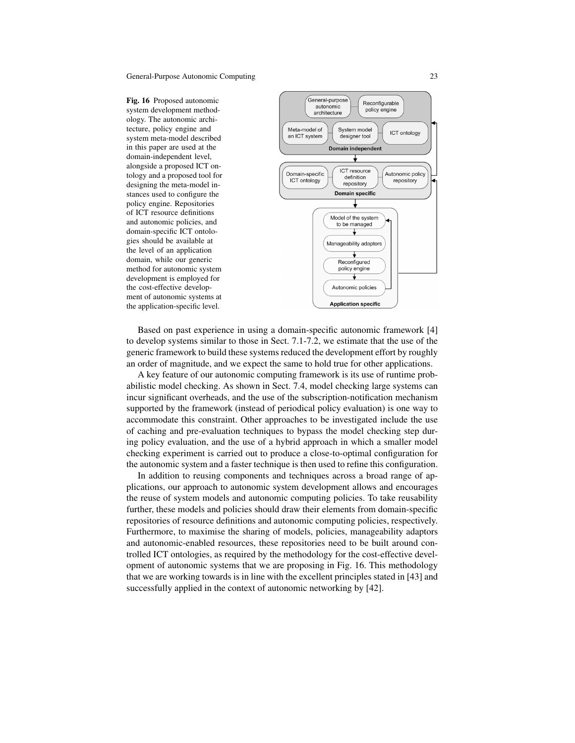General-Purpose Autonomic Computing

General-purpose autonomic architecture
Reconfigurable policy engine
Meta-model of an ICT system
System model designer tool
ICT ontology
Domain independent

Domain-specific ICT ontology
ICT resource definition repository
Autonomic policy repository
Domain specific

Model of the system to be managed
Manageability adaptors
Reconfigured policy engine
Autonomic policies
Application specific

**Fig. 16** Proposed autonomic system development methodology. The autonomic architecture, policy engine and system meta-model described in this paper are used at the domain-independent level, alongside a proposed ICT ontology and a proposed tool for designing the meta-model instances used to configure the policy engine. Repositories of ICT resource definitions and autonomic policies, and domain-specific ICT ontologies should be available at the level of an application domain, while our generic method for autonomic system development is employed for the cost-effective development of autonomic systems at the application-specific level.

Based on past experience in using a domain-specific autonomic framework [4] to develop systems similar to those in Sect. 7.1-7.2, we estimate that the use of the generic framework to build these systems reduced the development effort by roughly an order of magnitude, and we expect the same to hold true for other applications.

A key feature of our autonomic computing framework is its use of runtime probabilistic model checking. As shown in Sect. 7.4, model checking large systems can incur significant overheads, and the use of the subscription-notification mechanism supported by the framework (instead of periodical policy evaluation) is one way to accommodate this constraint. Other approaches to be investigated include the use of caching and pre-evaluation techniques to bypass the model checking step during policy evaluation, and the use of a hybrid approach in which a smaller model checking experiment is carried out to produce a close-to-optimal configuration for the autonomic system and a faster technique is then used to refine this configuration.

In addition to reusing components and techniques across a broad range of applications, our approach to autonomic system development allows and encourages the reuse of system models and autonomic computing policies. To take reusability further, these models and policies should draw their elements from domain-specific repositories of resource definitions and autonomic computing policies, respectively. Furthermore, to maximise the sharing of models, policies, manageability adaptors and autonomic-enabled resources, these repositories need to be built around controlled ICT ontologies, as required by the methodology for the cost-effective development of autonomic systems that we are proposing in Fig. 16. This methodology that we are working towards is in line with the excellent principles stated in [43] and successfully applied in the context of autonomic networking by [42].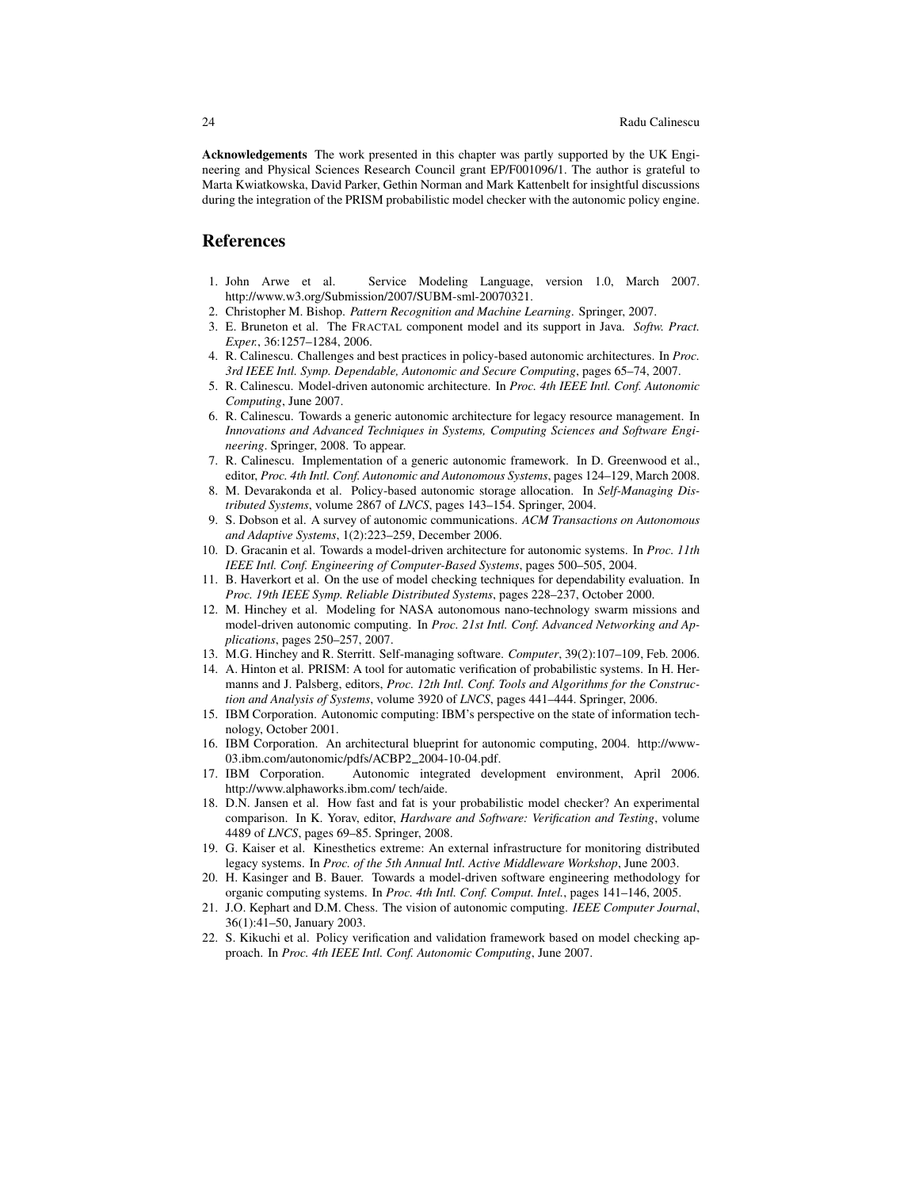**Acknowledgements** The work presented in this chapter was partly supported by the UK Engineering and Physical Sciences Research Council grant EP/F001096/1. The author is grateful to Marta Kwiatkowska, David Parker, Gethin Norman and Mark Kattenbelt for insightful discussions during the integration of the PRISM probabilistic model checker with the autonomic policy engine.

## References

1. John Arwe et al. Service Modeling Language, version 1.0, March 2007. http://www.w3.org/Submission/2007/SUBM-sml-20070321.
2. Christopher M. Bishop. *Pattern Recognition and Machine Learning*. Springer, 2007.
3. E. Bruneton et al. The FRACTAL component model and its support in Java. *Softw. Pract. Exper.*, 36:1257–1284, 2006.
4. R. Calinescu. Challenges and best practices in policy-based autonomic architectures. In *Proc. 3rd IEEE Intl. Symp. Dependable, Autonomic and Secure Computing*, pages 65–74, 2007.
5. R. Calinescu. Model-driven autonomic architecture. In *Proc. 4th IEEE Intl. Conf. Autonomic Computing*, June 2007.
6. R. Calinescu. Towards a generic autonomic architecture for legacy resource management. In *Innovations and Advanced Techniques in Systems, Computing Sciences and Software Engineering*. Springer, 2008. To appear.
7. R. Calinescu. Implementation of a generic autonomic framework. In D. Greenwood et al., editor, *Proc. 4th Intl. Conf. Autonomic and Autonomous Systems*, pages 124–129, March 2008.
8. M. Devarakonda et al. Policy-based autonomic storage allocation. In *Self-Managing Distributed Systems*, volume 2867 of *LNCS*, pages 143–154. Springer, 2004.
9. S. Dobson et al. A survey of autonomic communications. *ACM Transactions on Autonomous and Adaptive Systems*, 1(2):223–259, December 2006.
10. D. Gracanin et al. Towards a model-driven architecture for autonomic systems. In *Proc. 11th IEEE Intl. Conf. Engineering of Computer-Based Systems*, pages 500–505, 2004.
11. B. Haverkort et al. On the use of model checking techniques for dependability evaluation. In *Proc. 19th IEEE Symp. Reliable Distributed Systems*, pages 228–237, October 2000.
12. M. Hinchey et al. Modeling for NASA autonomous nano-technology swarm missions and model-driven autonomic computing. In *Proc. 21st Intl. Conf. Advanced Networking and Applications*, pages 250–257, 2007.
13. M.G. Hinchey and R. Sterritt. Self-managing software. *Computer*, 39(2):107–109, Feb. 2006.
14. A. Hinton et al. PRISM: A tool for automatic verification of probabilistic systems. In H. Hermanns and J. Palsberg, editors, *Proc. 12th Intl. Conf. Tools and Algorithms for the Construction and Analysis of Systems*, volume 3920 of *LNCS*, pages 441–444. Springer, 2006.
15. IBM Corporation. Autonomic computing: IBM's perspective on the state of information technology, October 2001.
16. IBM Corporation. An architectural blueprint for autonomic computing, 2004. http://www-03.ibm.com/autonomic/pdfs/ACBP2_2004-10-04.pdf.
17. IBM Corporation. Autonomic integrated development environment, April 2006. http://www.alphaworks.ibm.com/ tech/aide.
18. D.N. Jansen et al. How fast and fat is your probabilistic model checker? An experimental comparison. In K. Yorav, editor, *Hardware and Software: Verification and Testing*, volume 4489 of *LNCS*, pages 69–85. Springer, 2008.
19. G. Kaiser et al. Kinesthetics extreme: An external infrastructure for monitoring distributed legacy systems. In *Proc. of the 5th Annual Intl. Active Middleware Workshop*, June 2003.
20. H. Kasinger and B. Bauer. Towards a model-driven software engineering methodology for organic computing systems. In *Proc. 4th Intl. Conf. Comput. Intel.*, pages 141–146, 2005.
21. J.O. Kephart and D.M. Chess. The vision of autonomic computing. *IEEE Computer Journal*, 36(1):41–50, January 2003.
22. S. Kikuchi et al. Policy verification and validation framework based on model checking approach. In *Proc. 4th IEEE Intl. Conf. Autonomic Computing*, June 2007.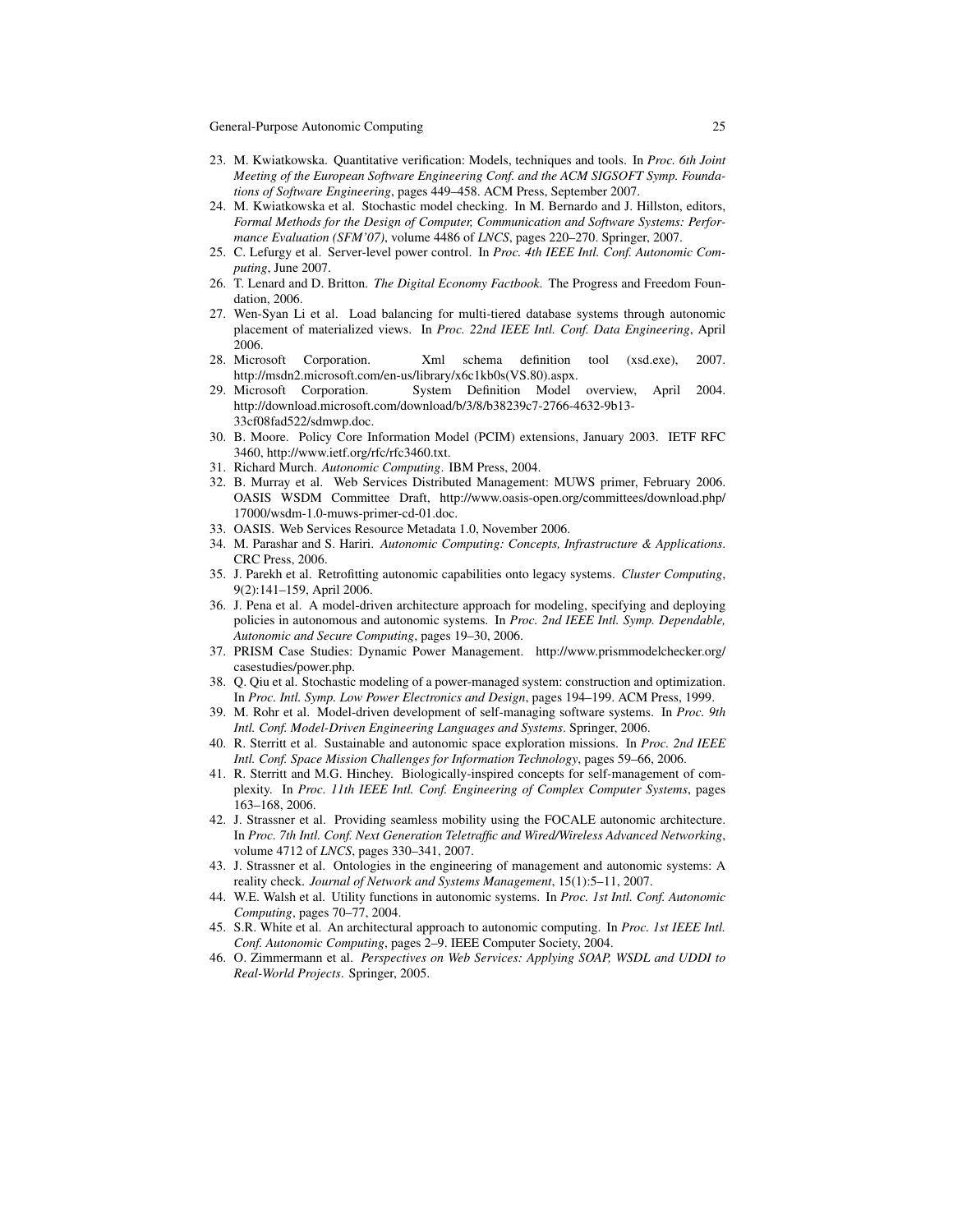23. M. Kwiatkowska. Quantitative verification: Models, techniques and tools. In *Proc. 6th Joint Meeting of the European Software Engineering Conf. and the ACM SIGSOFT Symp. Foundations of Software Engineering*, pages 449–458. ACM Press, September 2007.
24. M. Kwiatkowska et al. Stochastic model checking. In M. Bernardo and J. Hillston, editors, *Formal Methods for the Design of Computer, Communication and Software Systems: Performance Evaluation (SFM'07)*, volume 4486 of *LNCS*, pages 220–270. Springer, 2007.
25. C. Lefurgy et al. Server-level power control. In *Proc. 4th IEEE Intl. Conf. Autonomic Computing*, June 2007.
26. T. Lenard and D. Britton. *The Digital Economy Factbook*. The Progress and Freedom Foundation, 2006.
27. Wen-Syan Li et al. Load balancing for multi-tiered database systems through autonomic placement of materialized views. In *Proc. 22nd IEEE Intl. Conf. Data Engineering*, April 2006.
28. Microsoft Corporation. Xml schema definition tool (xsd.exe), 2007. http://msdn2.microsoft.com/en-us/library/x6c1kb0s(VS.80).aspx.
29. Microsoft Corporation. System Definition Model overview, April 2004. http://download.microsoft.com/download/b/3/8/b38239c7-2766-4632-9b13-33cf08fad522/sdmwp.doc.
30. B. Moore. Policy Core Information Model (PCIM) extensions, January 2003. IETF RFC 3460, http://www.ietf.org/rfc/rfc3460.txt.
31. Richard Murch. *Autonomic Computing*. IBM Press, 2004.
32. B. Murray et al. Web Services Distributed Management: MUWS primer, February 2006. OASIS WSDM Committee Draft, http://www.oasis-open.org/committees/download.php/17000/wsdm-1.0-muws-primer-cd-01.doc.
33. OASIS. Web Services Resource Metadata 1.0, November 2006.
34. M. Parashar and S. Hariri. *Autonomic Computing: Concepts, Infrastructure & Applications*. CRC Press, 2006.
35. J. Parekh et al. Retrofitting autonomic capabilities onto legacy systems. *Cluster Computing*, 9(2):141–159, April 2006.
36. J. Pena et al. A model-driven architecture approach for modeling, specifying and deploying policies in autonomous and autonomic systems. In *Proc. 2nd IEEE Intl. Symp. Dependable, Autonomic and Secure Computing*, pages 19–30, 2006.
37. PRISM Case Studies: Dynamic Power Management. http://www.prismmodelchecker.org/casestudies/power.php.
38. Q. Qiu et al. Stochastic modeling of a power-managed system: construction and optimization. In *Proc. Intl. Symp. Low Power Electronics and Design*, pages 194–199. ACM Press, 1999.
39. M. Rohr et al. Model-driven development of self-managing software systems. In *Proc. 9th Intl. Conf. Model-Driven Engineering Languages and Systems*. Springer, 2006.
40. R. Sterritt et al. Sustainable and autonomic space exploration missions. In *Proc. 2nd IEEE Intl. Conf. Space Mission Challenges for Information Technology*, pages 59–66, 2006.
41. R. Sterritt and M.G. Hinchey. Biologically-inspired concepts for self-management of complexity. In *Proc. 11th IEEE Intl. Conf. Engineering of Complex Computer Systems*, pages 163–168, 2006.
42. J. Strassner et al. Providing seamless mobility using the FOCALE autonomic architecture. In *Proc. 7th Intl. Conf. Next Generation Teletraffic and Wired/Wireless Advanced Networking*, volume 4712 of *LNCS*, pages 330–341, 2007.
43. J. Strassner et al. Ontologies in the engineering of management and autonomic systems: A reality check. *Journal of Network and Systems Management*, 15(1):5–11, 2007.
44. W.E. Walsh et al. Utility functions in autonomic systems. In *Proc. 1st Intl. Conf. Autonomic Computing*, pages 70–77, 2004.
45. S.R. White et al. An architectural approach to autonomic computing. In *Proc. 1st IEEE Intl. Conf. Autonomic Computing*, pages 2–9. IEEE Computer Society, 2004.
46. O. Zimmermann et al. *Perspectives on Web Services: Applying SOAP, WSDL and UDDI to Real-World Projects*. Springer, 2005.